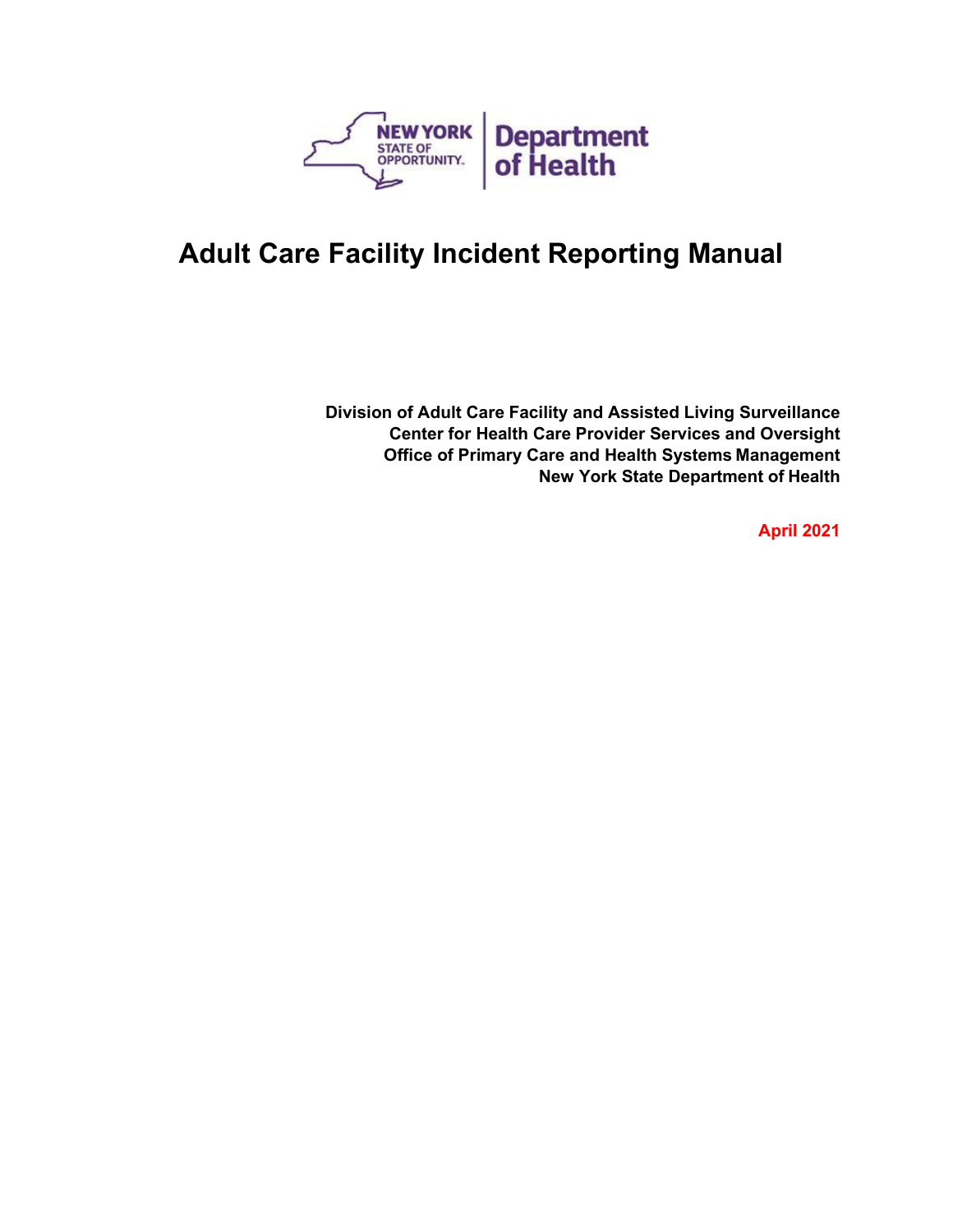NEW YORK STATE OF OPPORTUNITY. | Department of Health

# Adult Care Facility Incident Reporting Manual

**Division of Adult Care Facility and Assisted Living Surveillance**
**Center for Health Care Provider Services and Oversight**
**Office of Primary Care and Health Systems Management**
**New York State Department of Health**

**April 2021**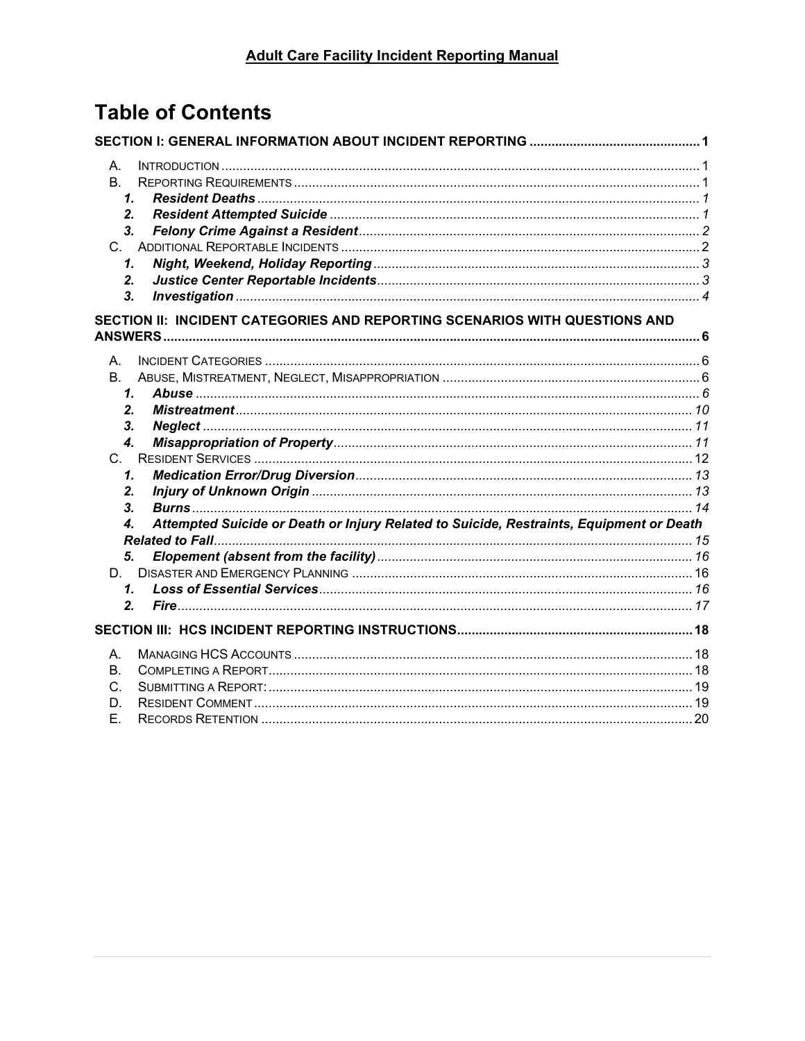**Adult Care Facility Incident Reporting Manual**

# Table of Contents

**SECTION I: GENERAL INFORMATION ABOUT INCIDENT REPORTING** ... 1

- A. INTRODUCTION ... 1
- B. REPORTING REQUIREMENTS ... 1
  - ***1. Resident Deaths*** ... 1
  - ***2. Resident Attempted Suicide*** ... 1
  - ***3. Felony Crime Against a Resident*** ... 2
- C. ADDITIONAL REPORTABLE INCIDENTS ... 2
  - ***1. Night, Weekend, Holiday Reporting*** ... 3
  - ***2. Justice Center Reportable Incidents*** ... 3
  - ***3. Investigation*** ... 4

**SECTION II: INCIDENT CATEGORIES AND REPORTING SCENARIOS WITH QUESTIONS AND ANSWERS** ... 6

- A. INCIDENT CATEGORIES ... 6
- B. ABUSE, MISTREATMENT, NEGLECT, MISAPPROPRIATION ... 6
  - ***1. Abuse*** ... 6
  - ***2. Mistreatment*** ... 10
  - ***3. Neglect*** ... 11
  - ***4. Misappropriation of Property*** ... 11
- C. RESIDENT SERVICES ... 12
  - ***1. Medication Error/Drug Diversion*** ... 13
  - ***2. Injury of Unknown Origin*** ... 13
  - ***3. Burns*** ... 14
  - ***4. Attempted Suicide or Death or Injury Related to Suicide, Restraints, Equipment or Death Related to Fall*** ... 15
  - ***5. Elopement (absent from the facility)*** ... 16
- D. DISASTER AND EMERGENCY PLANNING ... 16
  - ***1. Loss of Essential Services*** ... 16
  - ***2. Fire*** ... 17

**SECTION III: HCS INCIDENT REPORTING INSTRUCTIONS** ... 18

- A. MANAGING HCS ACCOUNTS ... 18
- B. COMPLETING A REPORT ... 18
- C. SUBMITTING A REPORT: ... 19
- D. RESIDENT COMMENT ... 19
- E. RECORDS RETENTION ... 20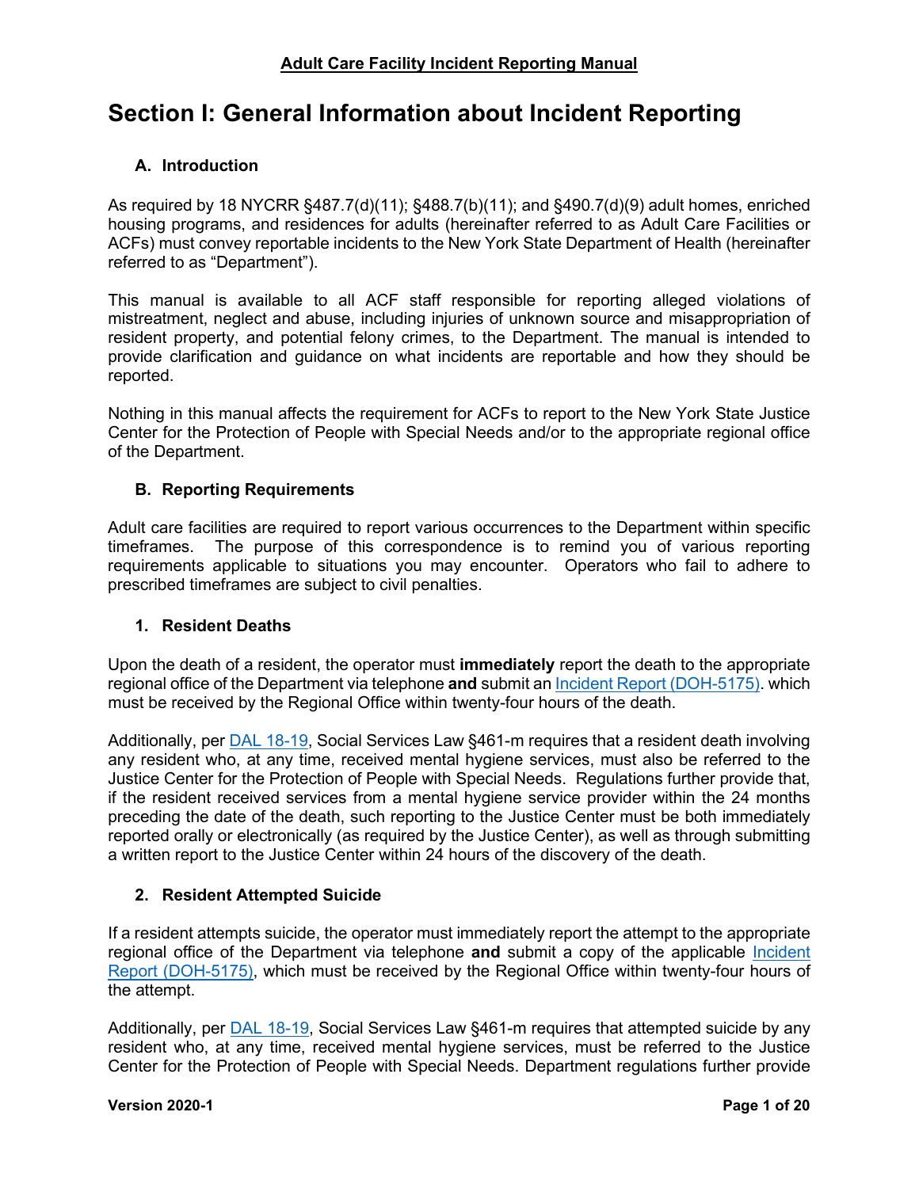# Section I: General Information about Incident Reporting

### A. Introduction

As required by 18 NYCRR §487.7(d)(11); §488.7(b)(11); and §490.7(d)(9) adult homes, enriched housing programs, and residences for adults (hereinafter referred to as Adult Care Facilities or ACFs) must convey reportable incidents to the New York State Department of Health (hereinafter referred to as "Department").

This manual is available to all ACF staff responsible for reporting alleged violations of mistreatment, neglect and abuse, including injuries of unknown source and misappropriation of resident property, and potential felony crimes, to the Department. The manual is intended to provide clarification and guidance on what incidents are reportable and how they should be reported.

Nothing in this manual affects the requirement for ACFs to report to the New York State Justice Center for the Protection of People with Special Needs and/or to the appropriate regional office of the Department.

### B. Reporting Requirements

Adult care facilities are required to report various occurrences to the Department within specific timeframes. The purpose of this correspondence is to remind you of various reporting requirements applicable to situations you may encounter. Operators who fail to adhere to prescribed timeframes are subject to civil penalties.

#### 1. Resident Deaths

Upon the death of a resident, the operator must **immediately** report the death to the appropriate regional office of the Department via telephone **and** submit an Incident Report (DOH-5175). which must be received by the Regional Office within twenty-four hours of the death.

Additionally, per DAL 18-19, Social Services Law §461-m requires that a resident death involving any resident who, at any time, received mental hygiene services, must also be referred to the Justice Center for the Protection of People with Special Needs. Regulations further provide that, if the resident received services from a mental hygiene service provider within the 24 months preceding the date of the death, such reporting to the Justice Center must be both immediately reported orally or electronically (as required by the Justice Center), as well as through submitting a written report to the Justice Center within 24 hours of the discovery of the death.

#### 2. Resident Attempted Suicide

If a resident attempts suicide, the operator must immediately report the attempt to the appropriate regional office of the Department via telephone **and** submit a copy of the applicable Incident Report (DOH-5175), which must be received by the Regional Office within twenty-four hours of the attempt.

Additionally, per DAL 18-19, Social Services Law §461-m requires that attempted suicide by any resident who, at any time, received mental hygiene services, must be referred to the Justice Center for the Protection of People with Special Needs. Department regulations further provide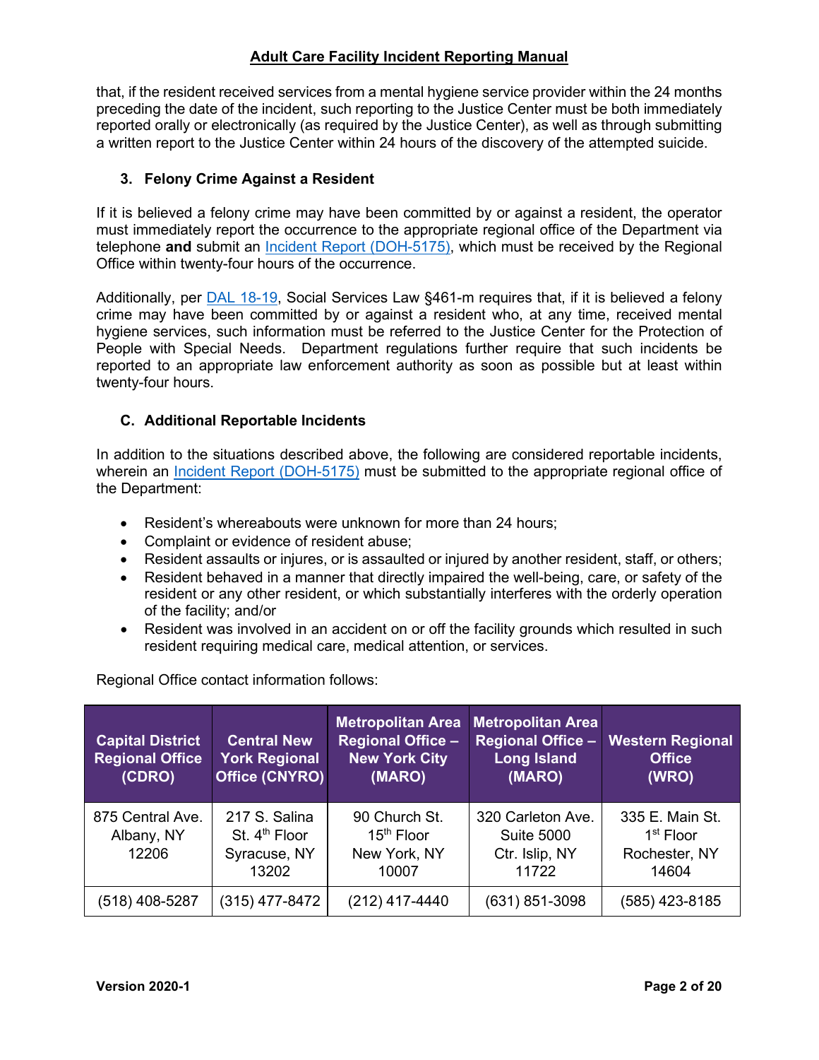that, if the resident received services from a mental hygiene service provider within the 24 months preceding the date of the incident, such reporting to the Justice Center must be both immediately reported orally or electronically (as required by the Justice Center), as well as through submitting a written report to the Justice Center within 24 hours of the discovery of the attempted suicide.

### 3. Felony Crime Against a Resident

If it is believed a felony crime may have been committed by or against a resident, the operator must immediately report the occurrence to the appropriate regional office of the Department via telephone **and** submit an Incident Report (DOH-5175), which must be received by the Regional Office within twenty-four hours of the occurrence.

Additionally, per DAL 18-19, Social Services Law §461-m requires that, if it is believed a felony crime may have been committed by or against a resident who, at any time, received mental hygiene services, such information must be referred to the Justice Center for the Protection of People with Special Needs. Department regulations further require that such incidents be reported to an appropriate law enforcement authority as soon as possible but at least within twenty-four hours.

## C. Additional Reportable Incidents

In addition to the situations described above, the following are considered reportable incidents, wherein an Incident Report (DOH-5175) must be submitted to the appropriate regional office of the Department:

- Resident's whereabouts were unknown for more than 24 hours;
- Complaint or evidence of resident abuse;
- Resident assaults or injures, or is assaulted or injured by another resident, staff, or others;
- Resident behaved in a manner that directly impaired the well-being, care, or safety of the resident or any other resident, or which substantially interferes with the orderly operation of the facility; and/or
- Resident was involved in an accident on or off the facility grounds which resulted in such resident requiring medical care, medical attention, or services.

Regional Office contact information follows:

| Capital District Regional Office (CDRO) | Central New York Regional Office (CNYRO) | Metropolitan Area Regional Office – New York City (MARO) | Metropolitan Area Regional Office – Long Island (MARO) | Western Regional Office (WRO) |
|---|---|---|---|---|
| 875 Central Ave. Albany, NY 12206 | 217 S. Salina St. 4th Floor Syracuse, NY 13202 | 90 Church St. 15th Floor New York, NY 10007 | 320 Carleton Ave. Suite 5000 Ctr. Islip, NY 11722 | 335 E. Main St. 1st Floor Rochester, NY 14604 |
| (518) 408-5287 | (315) 477-8472 | (212) 417-4440 | (631) 851-3098 | (585) 423-8185 |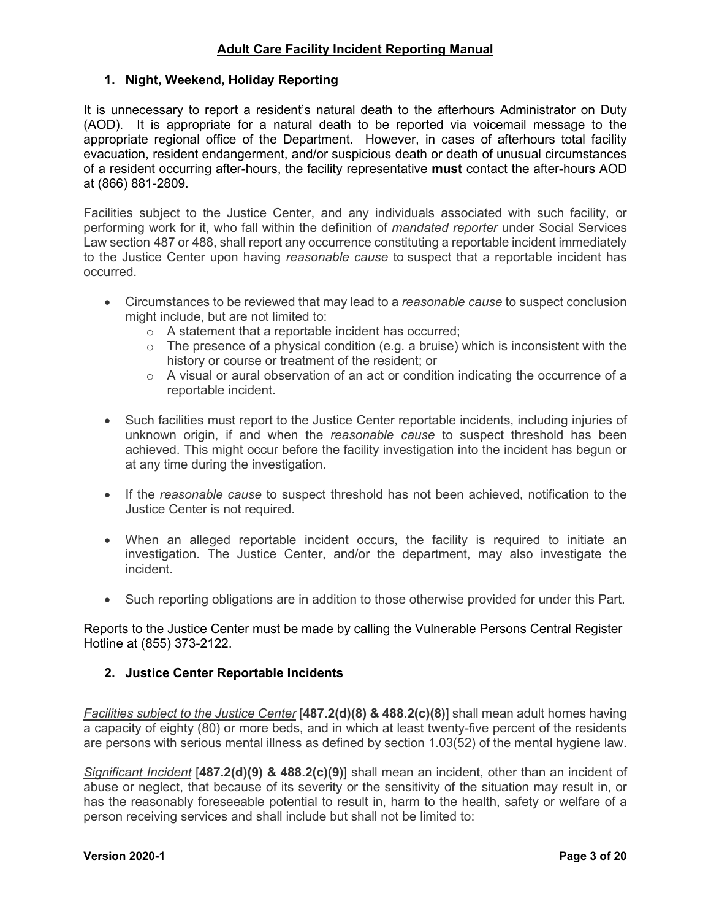### 1. Night, Weekend, Holiday Reporting

It is unnecessary to report a resident's natural death to the afterhours Administrator on Duty (AOD). It is appropriate for a natural death to be reported via voicemail message to the appropriate regional office of the Department. However, in cases of afterhours total facility evacuation, resident endangerment, and/or suspicious death or death of unusual circumstances of a resident occurring after-hours, the facility representative **must** contact the after-hours AOD at (866) 881-2809.

Facilities subject to the Justice Center, and any individuals associated with such facility, or performing work for it, who fall within the definition of *mandated reporter* under Social Services Law section 487 or 488, shall report any occurrence constituting a reportable incident immediately to the Justice Center upon having *reasonable cause* to suspect that a reportable incident has occurred.

- Circumstances to be reviewed that may lead to a *reasonable cause* to suspect conclusion might include, but are not limited to:
    - A statement that a reportable incident has occurred;
    - The presence of a physical condition (e.g. a bruise) which is inconsistent with the history or course or treatment of the resident; or
    - A visual or aural observation of an act or condition indicating the occurrence of a reportable incident.
- Such facilities must report to the Justice Center reportable incidents, including injuries of unknown origin, if and when the *reasonable cause* to suspect threshold has been achieved. This might occur before the facility investigation into the incident has begun or at any time during the investigation.
- If the *reasonable cause* to suspect threshold has not been achieved, notification to the Justice Center is not required.
- When an alleged reportable incident occurs, the facility is required to initiate an investigation. The Justice Center, and/or the department, may also investigate the incident.
- Such reporting obligations are in addition to those otherwise provided for under this Part.

Reports to the Justice Center must be made by calling the Vulnerable Persons Central Register Hotline at (855) 373-2122.

### 2. Justice Center Reportable Incidents

*Facilities subject to the Justice Center* [**487.2(d)(8) & 488.2(c)(8)**] shall mean adult homes having a capacity of eighty (80) or more beds, and in which at least twenty-five percent of the residents are persons with serious mental illness as defined by section 1.03(52) of the mental hygiene law.

*Significant Incident* [**487.2(d)(9) & 488.2(c)(9)**] shall mean an incident, other than an incident of abuse or neglect, that because of its severity or the sensitivity of the situation may result in, or has the reasonably foreseeable potential to result in, harm to the health, safety or welfare of a person receiving services and shall include but shall not be limited to: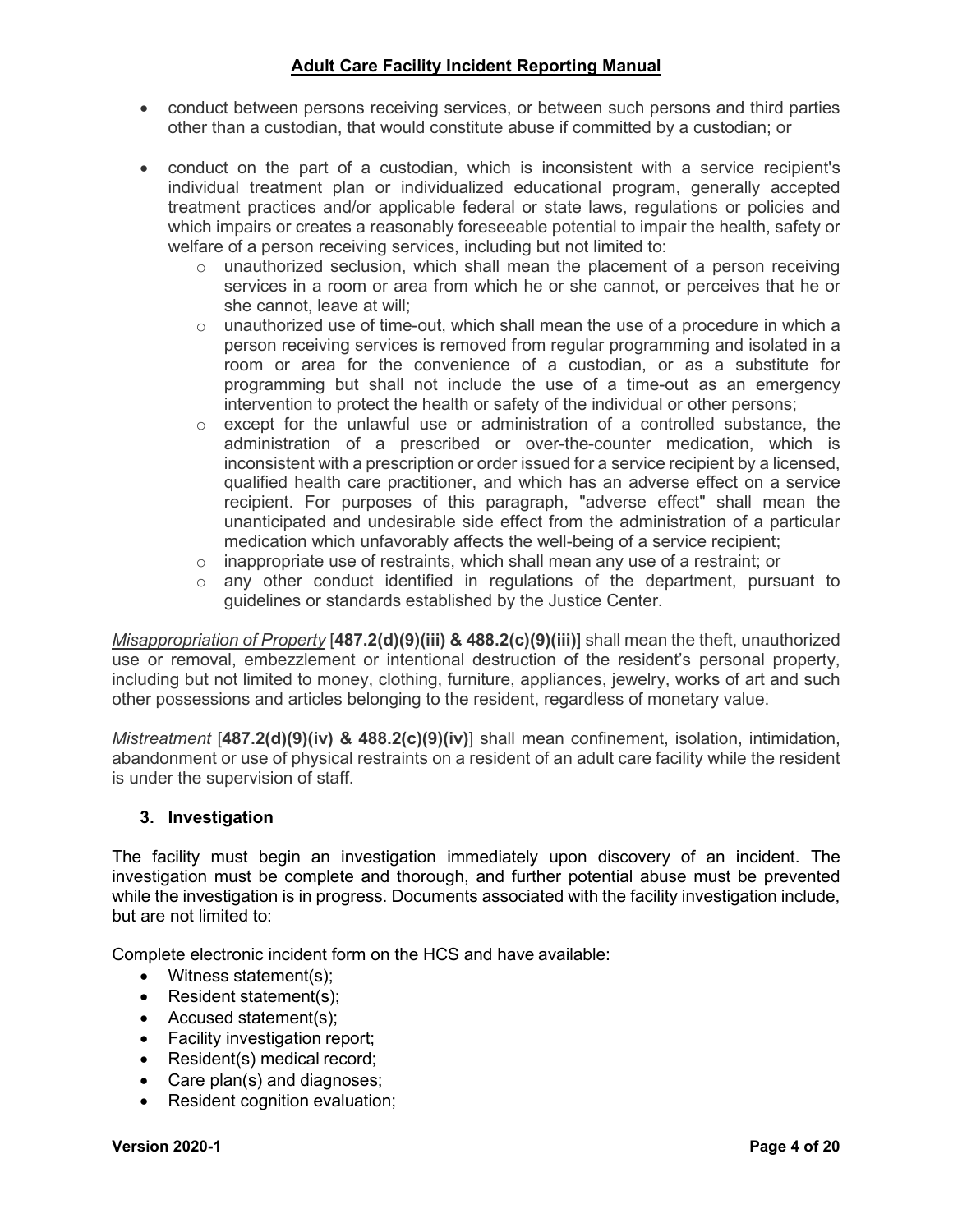- conduct between persons receiving services, or between such persons and third parties other than a custodian, that would constitute abuse if committed by a custodian; or

- conduct on the part of a custodian, which is inconsistent with a service recipient's individual treatment plan or individualized educational program, generally accepted treatment practices and/or applicable federal or state laws, regulations or policies and which impairs or creates a reasonably foreseeable potential to impair the health, safety or welfare of a person receiving services, including but not limited to:
  - unauthorized seclusion, which shall mean the placement of a person receiving services in a room or area from which he or she cannot, or perceives that he or she cannot, leave at will;
  - unauthorized use of time-out, which shall mean the use of a procedure in which a person receiving services is removed from regular programming and isolated in a room or area for the convenience of a custodian, or as a substitute for programming but shall not include the use of a time-out as an emergency intervention to protect the health or safety of the individual or other persons;
  - except for the unlawful use or administration of a controlled substance, the administration of a prescribed or over-the-counter medication, which is inconsistent with a prescription or order issued for a service recipient by a licensed, qualified health care practitioner, and which has an adverse effect on a service recipient. For purposes of this paragraph, "adverse effect" shall mean the unanticipated and undesirable side effect from the administration of a particular medication which unfavorably affects the well-being of a service recipient;
  - inappropriate use of restraints, which shall mean any use of a restraint; or
  - any other conduct identified in regulations of the department, pursuant to guidelines or standards established by the Justice Center.

*Misappropriation of Property* [**487.2(d)(9)(iii) & 488.2(c)(9)(iii)**] shall mean the theft, unauthorized use or removal, embezzlement or intentional destruction of the resident's personal property, including but not limited to money, clothing, furniture, appliances, jewelry, works of art and such other possessions and articles belonging to the resident, regardless of monetary value.

*Mistreatment* [**487.2(d)(9)(iv) & 488.2(c)(9)(iv)**] shall mean confinement, isolation, intimidation, abandonment or use of physical restraints on a resident of an adult care facility while the resident is under the supervision of staff.

### 3. Investigation

The facility must begin an investigation immediately upon discovery of an incident. The investigation must be complete and thorough, and further potential abuse must be prevented while the investigation is in progress. Documents associated with the facility investigation include, but are not limited to:

Complete electronic incident form on the HCS and have available:

- Witness statement(s);
- Resident statement(s);
- Accused statement(s);
- Facility investigation report;
- Resident(s) medical record;
- Care plan(s) and diagnoses;
- Resident cognition evaluation;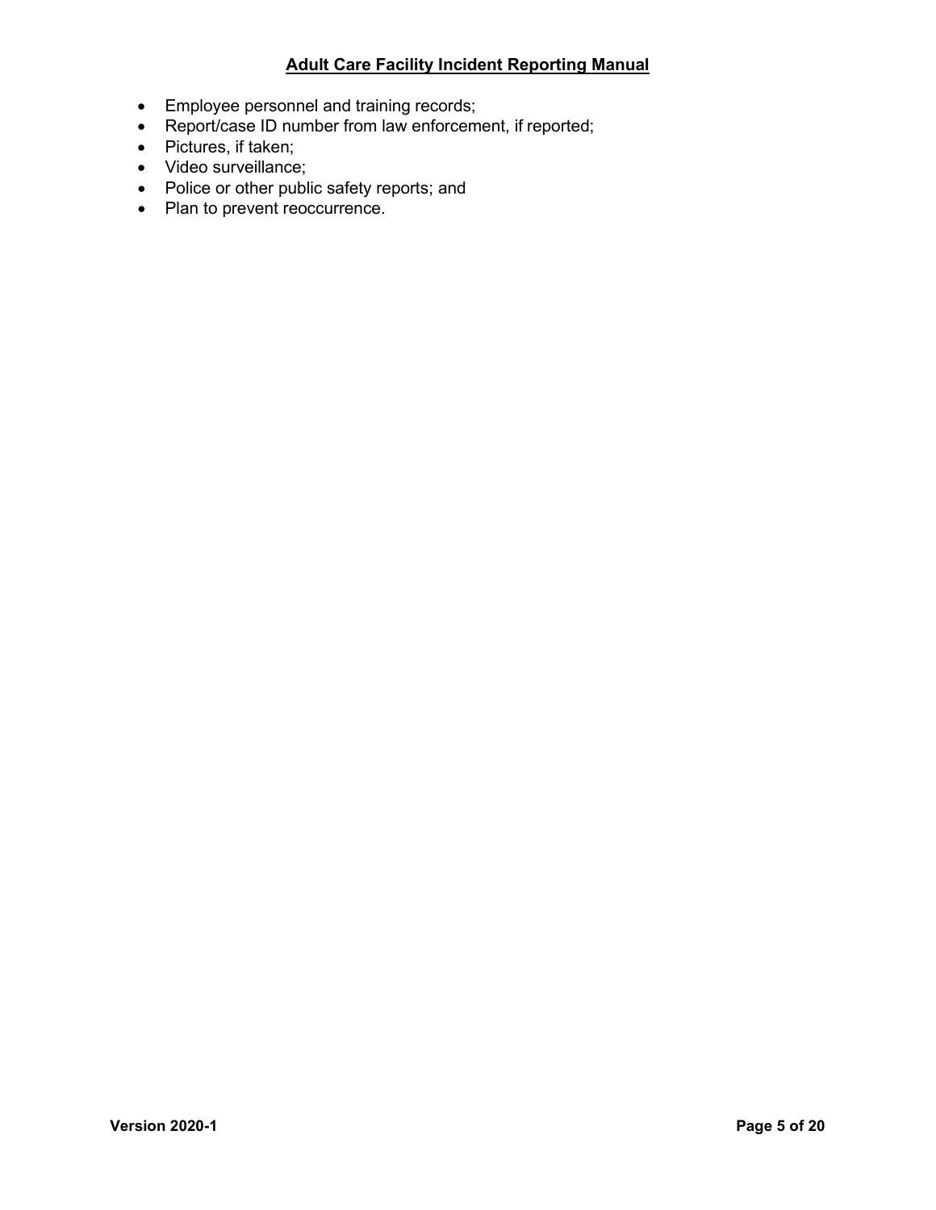- Employee personnel and training records;
- Report/case ID number from law enforcement, if reported;
- Pictures, if taken;
- Video surveillance;
- Police or other public safety reports; and
- Plan to prevent reoccurrence.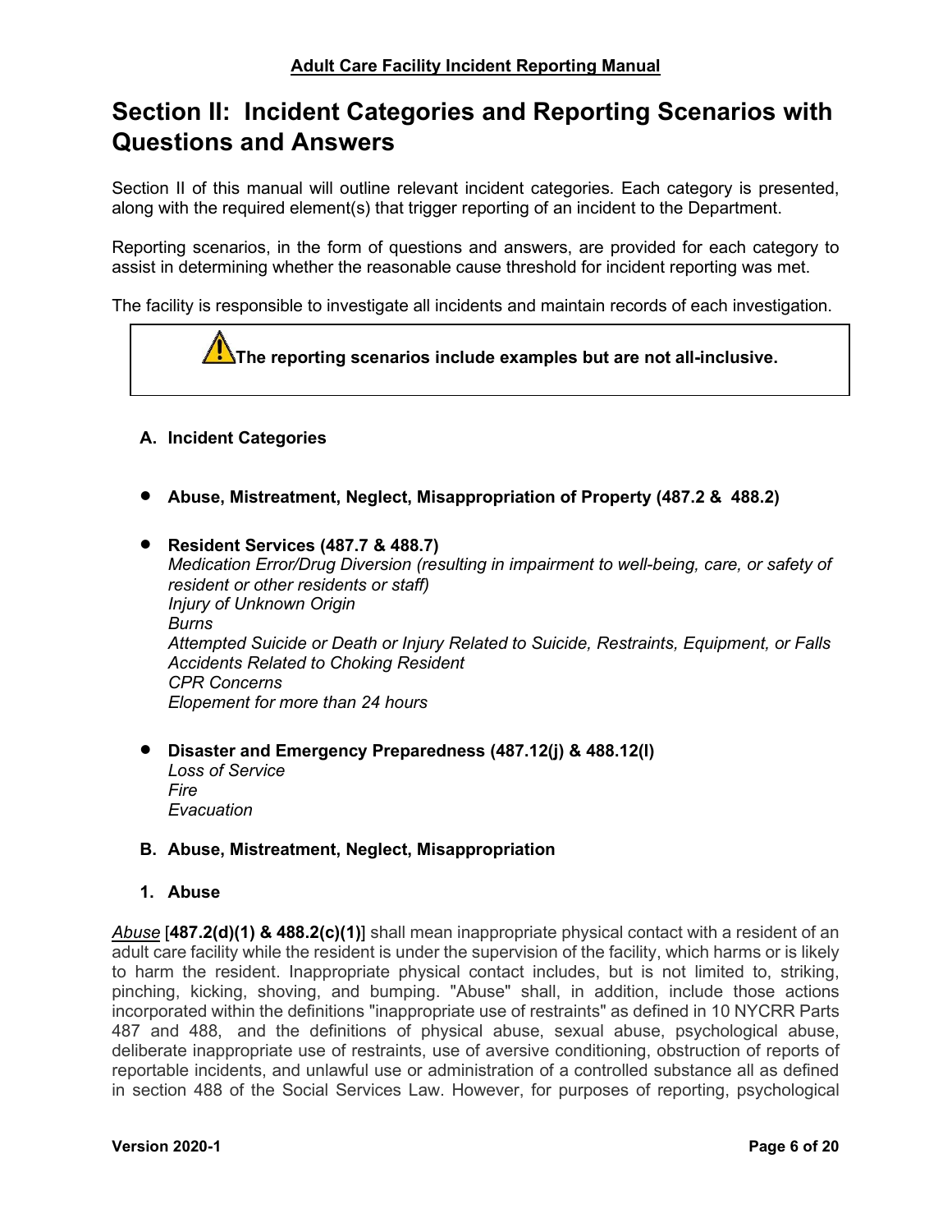# Section II: Incident Categories and Reporting Scenarios with Questions and Answers

Section II of this manual will outline relevant incident categories. Each category is presented, along with the required element(s) that trigger reporting of an incident to the Department.

Reporting scenarios, in the form of questions and answers, are provided for each category to assist in determining whether the reasonable cause threshold for incident reporting was met.

The facility is responsible to investigate all incidents and maintain records of each investigation.

> ⚠ **The reporting scenarios include examples but are not all-inclusive.**

## A. Incident Categories

- **Abuse, Mistreatment, Neglect, Misappropriation of Property (487.2 & 488.2)**

- **Resident Services (487.7 & 488.7)**
  *Medication Error/Drug Diversion (resulting in impairment to well-being, care, or safety of resident or other residents or staff)*
  *Injury of Unknown Origin*
  *Burns*
  *Attempted Suicide or Death or Injury Related to Suicide, Restraints, Equipment, or Falls*
  *Accidents Related to Choking Resident*
  *CPR Concerns*
  *Elopement for more than 24 hours*

- **Disaster and Emergency Preparedness (487.12(j) & 488.12(l)**
  *Loss of Service*
  *Fire*
  *Evacuation*

## B. Abuse, Mistreatment, Neglect, Misappropriation

### 1. Abuse

*Abuse* [**487.2(d)(1) & 488.2(c)(1)**] shall mean inappropriate physical contact with a resident of an adult care facility while the resident is under the supervision of the facility, which harms or is likely to harm the resident. Inappropriate physical contact includes, but is not limited to, striking, pinching, kicking, shoving, and bumping. "Abuse" shall, in addition, include those actions incorporated within the definitions "inappropriate use of restraints" as defined in 10 NYCRR Parts 487 and 488, and the definitions of physical abuse, sexual abuse, psychological abuse, deliberate inappropriate use of restraints, use of aversive conditioning, obstruction of reports of reportable incidents, and unlawful use or administration of a controlled substance all as defined in section 488 of the Social Services Law. However, for purposes of reporting, psychological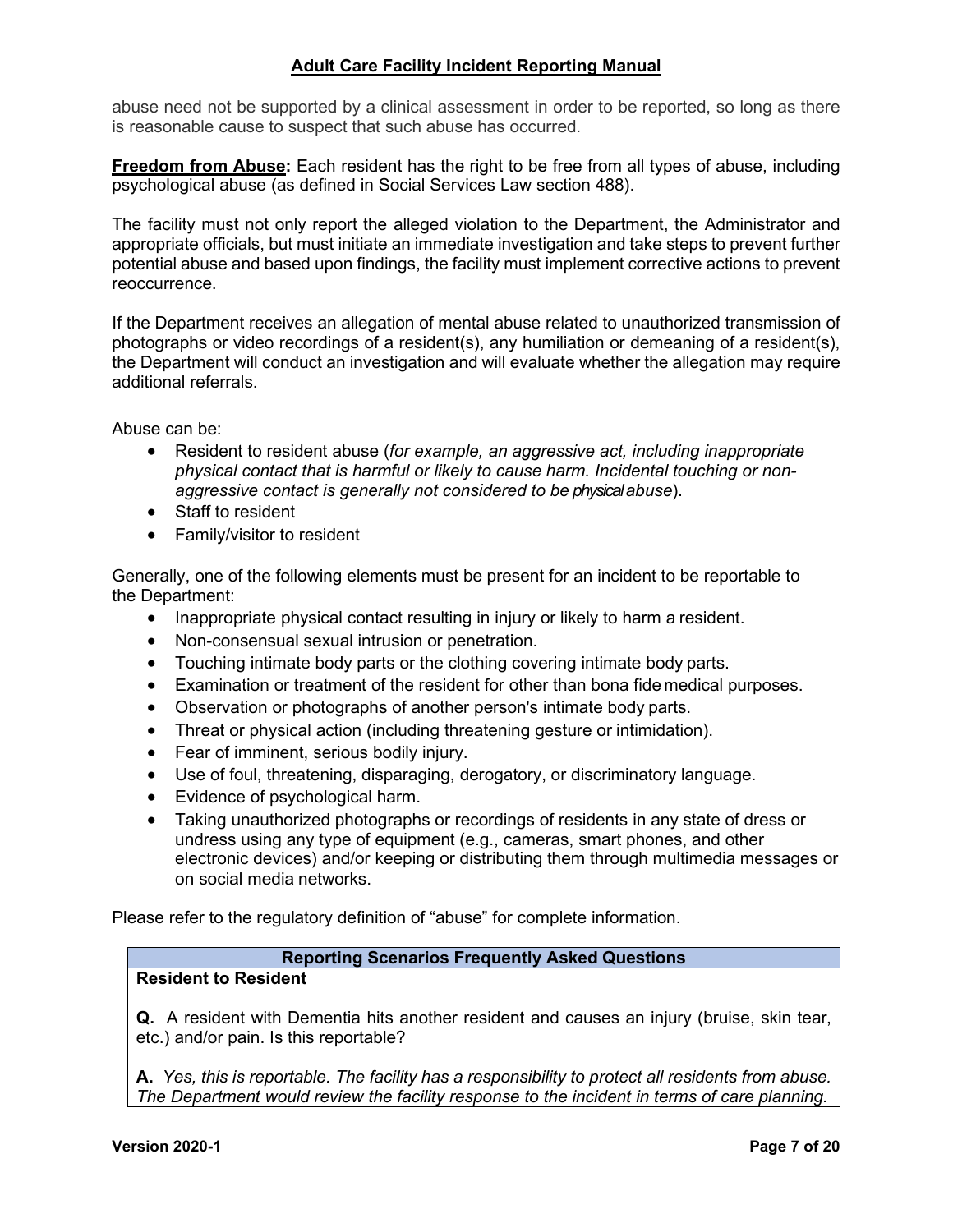abuse need not be supported by a clinical assessment in order to be reported, so long as there is reasonable cause to suspect that such abuse has occurred.

**Freedom from Abuse:** Each resident has the right to be free from all types of abuse, including psychological abuse (as defined in Social Services Law section 488).

The facility must not only report the alleged violation to the Department, the Administrator and appropriate officials, but must initiate an immediate investigation and take steps to prevent further potential abuse and based upon findings, the facility must implement corrective actions to prevent reoccurrence.

If the Department receives an allegation of mental abuse related to unauthorized transmission of photographs or video recordings of a resident(s), any humiliation or demeaning of a resident(s), the Department will conduct an investigation and will evaluate whether the allegation may require additional referrals.

Abuse can be:

- Resident to resident abuse (*for example, an aggressive act, including inappropriate physical contact that is harmful or likely to cause harm. Incidental touching or non-aggressive contact is generally not considered to be physical abuse*).
- Staff to resident
- Family/visitor to resident

Generally, one of the following elements must be present for an incident to be reportable to the Department:

- Inappropriate physical contact resulting in injury or likely to harm a resident.
- Non-consensual sexual intrusion or penetration.
- Touching intimate body parts or the clothing covering intimate body parts.
- Examination or treatment of the resident for other than bona fide medical purposes.
- Observation or photographs of another person's intimate body parts.
- Threat or physical action (including threatening gesture or intimidation).
- Fear of imminent, serious bodily injury.
- Use of foul, threatening, disparaging, derogatory, or discriminatory language.
- Evidence of psychological harm.
- Taking unauthorized photographs or recordings of residents in any state of dress or undress using any type of equipment (e.g., cameras, smart phones, and other electronic devices) and/or keeping or distributing them through multimedia messages or on social media networks.

Please refer to the regulatory definition of "abuse" for complete information.

| Reporting Scenarios Frequently Asked Questions |
|---|
| **Resident to Resident**<br><br>**Q.** A resident with Dementia hits another resident and causes an injury (bruise, skin tear, etc.) and/or pain. Is this reportable?<br><br>**A.** *Yes, this is reportable. The facility has a responsibility to protect all residents from abuse. The Department would review the facility response to the incident in terms of care planning.* |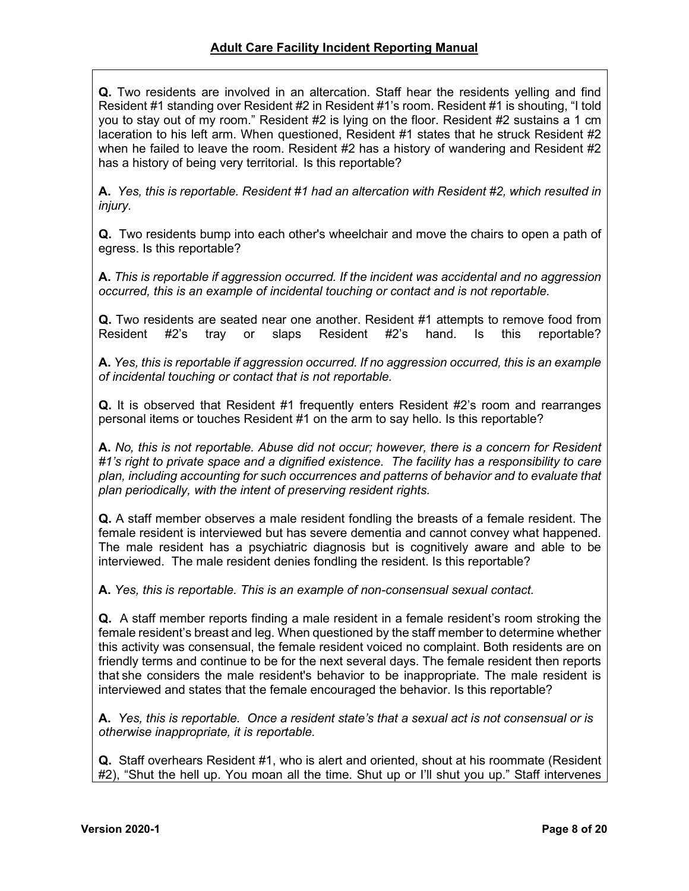**Q.** Two residents are involved in an altercation. Staff hear the residents yelling and find Resident #1 standing over Resident #2 in Resident #1's room. Resident #1 is shouting, "I told you to stay out of my room." Resident #2 is lying on the floor. Resident #2 sustains a 1 cm laceration to his left arm. When questioned, Resident #1 states that he struck Resident #2 when he failed to leave the room. Resident #2 has a history of wandering and Resident #2 has a history of being very territorial. Is this reportable?

**A.** *Yes, this is reportable. Resident #1 had an altercation with Resident #2, which resulted in injury.*

**Q.** Two residents bump into each other's wheelchair and move the chairs to open a path of egress. Is this reportable?

**A.** *This is reportable if aggression occurred. If the incident was accidental and no aggression occurred, this is an example of incidental touching or contact and is not reportable.*

**Q.** Two residents are seated near one another. Resident #1 attempts to remove food from Resident #2's tray or slaps Resident #2's hand. Is this reportable?

**A.** *Yes, this is reportable if aggression occurred. If no aggression occurred, this is an example of incidental touching or contact that is not reportable.*

**Q.** It is observed that Resident #1 frequently enters Resident #2's room and rearranges personal items or touches Resident #1 on the arm to say hello. Is this reportable?

**A.** *No, this is not reportable. Abuse did not occur; however, there is a concern for Resident #1's right to private space and a dignified existence. The facility has a responsibility to care plan, including accounting for such occurrences and patterns of behavior and to evaluate that plan periodically, with the intent of preserving resident rights.*

**Q.** A staff member observes a male resident fondling the breasts of a female resident. The female resident is interviewed but has severe dementia and cannot convey what happened. The male resident has a psychiatric diagnosis but is cognitively aware and able to be interviewed. The male resident denies fondling the resident. Is this reportable?

**A.** *Yes, this is reportable. This is an example of non-consensual sexual contact.*

**Q.** A staff member reports finding a male resident in a female resident's room stroking the female resident's breast and leg. When questioned by the staff member to determine whether this activity was consensual, the female resident voiced no complaint. Both residents are on friendly terms and continue to be for the next several days. The female resident then reports that she considers the male resident's behavior to be inappropriate. The male resident is interviewed and states that the female encouraged the behavior. Is this reportable?

**A.** *Yes, this is reportable. Once a resident state's that a sexual act is not consensual or is otherwise inappropriate, it is reportable.*

**Q.** Staff overhears Resident #1, who is alert and oriented, shout at his roommate (Resident #2), "Shut the hell up. You moan all the time. Shut up or I'll shut you up." Staff intervenes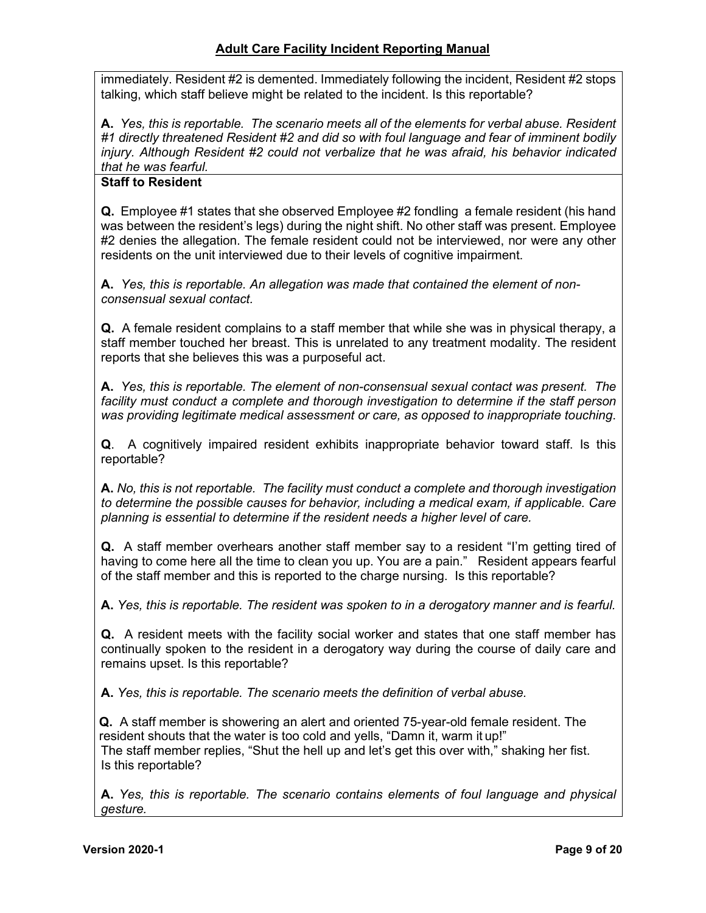immediately. Resident #2 is demented. Immediately following the incident, Resident #2 stops talking, which staff believe might be related to the incident. Is this reportable?

**A.** *Yes, this is reportable. The scenario meets all of the elements for verbal abuse. Resident #1 directly threatened Resident #2 and did so with foul language and fear of imminent bodily injury. Although Resident #2 could not verbalize that he was afraid, his behavior indicated that he was fearful.*

**Staff to Resident**

**Q.** Employee #1 states that she observed Employee #2 fondling a female resident (his hand was between the resident's legs) during the night shift. No other staff was present. Employee #2 denies the allegation. The female resident could not be interviewed, nor were any other residents on the unit interviewed due to their levels of cognitive impairment.

**A.** *Yes, this is reportable. An allegation was made that contained the element of non-consensual sexual contact.*

**Q.** A female resident complains to a staff member that while she was in physical therapy, a staff member touched her breast. This is unrelated to any treatment modality. The resident reports that she believes this was a purposeful act.

**A.** *Yes, this is reportable. The element of non-consensual sexual contact was present. The facility must conduct a complete and thorough investigation to determine if the staff person was providing legitimate medical assessment or care, as opposed to inappropriate touching.*

**Q**. A cognitively impaired resident exhibits inappropriate behavior toward staff. Is this reportable?

**A.** *No, this is not reportable. The facility must conduct a complete and thorough investigation to determine the possible causes for behavior, including a medical exam, if applicable. Care planning is essential to determine if the resident needs a higher level of care.*

**Q.** A staff member overhears another staff member say to a resident "I'm getting tired of having to come here all the time to clean you up. You are a pain." Resident appears fearful of the staff member and this is reported to the charge nursing. Is this reportable?

**A.** *Yes, this is reportable. The resident was spoken to in a derogatory manner and is fearful.*

**Q.** A resident meets with the facility social worker and states that one staff member has continually spoken to the resident in a derogatory way during the course of daily care and remains upset. Is this reportable?

**A.** *Yes, this is reportable. The scenario meets the definition of verbal abuse.*

**Q.** A staff member is showering an alert and oriented 75-year-old female resident. The resident shouts that the water is too cold and yells, "Damn it, warm it up!" The staff member replies, "Shut the hell up and let's get this over with," shaking her fist. Is this reportable?

**A.** *Yes, this is reportable. The scenario contains elements of foul language and physical gesture.*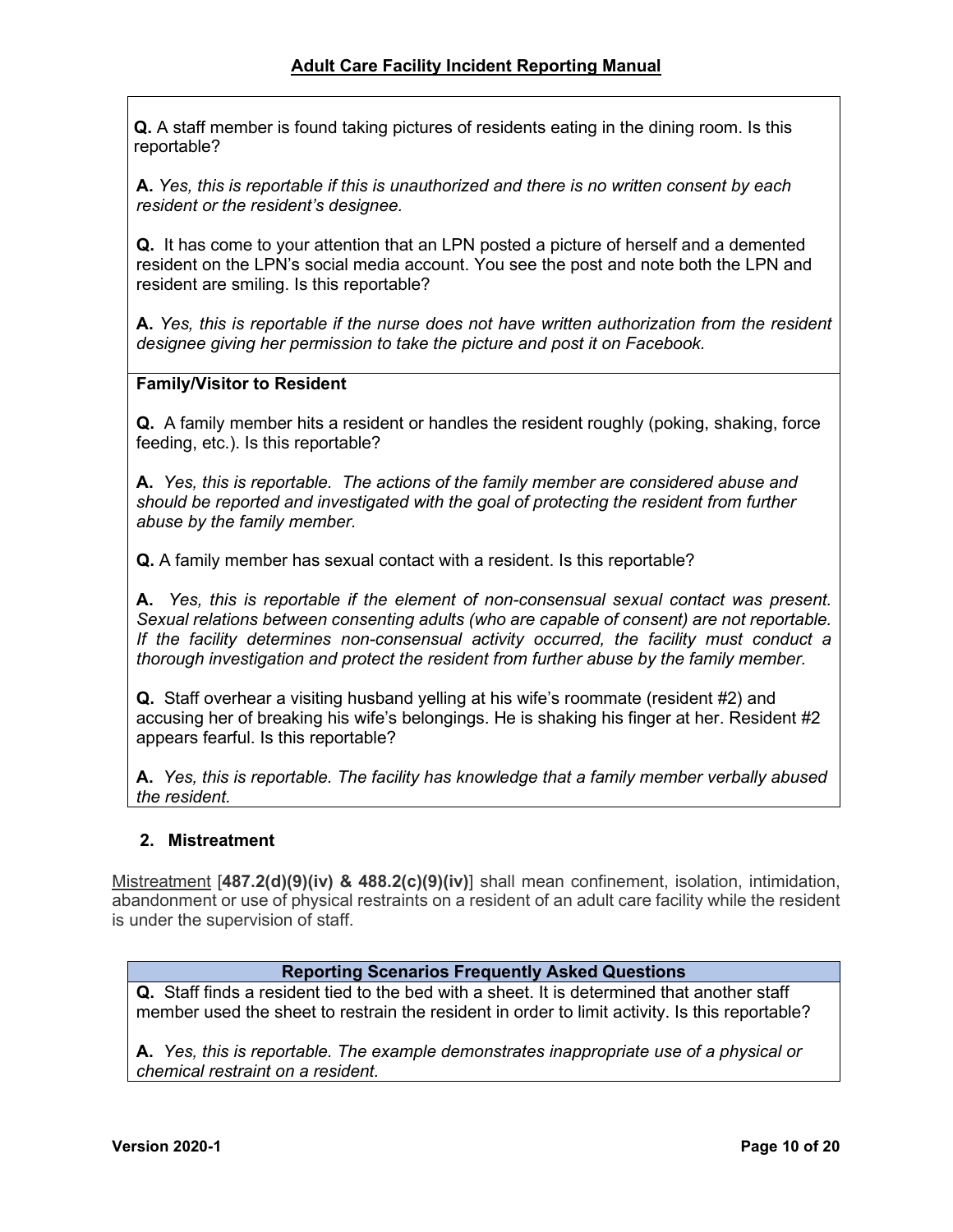**Q.** A staff member is found taking pictures of residents eating in the dining room. Is this reportable?

**A.** *Yes, this is reportable if this is unauthorized and there is no written consent by each resident or the resident's designee.*

**Q.** It has come to your attention that an LPN posted a picture of herself and a demented resident on the LPN's social media account. You see the post and note both the LPN and resident are smiling. Is this reportable?

**A.** *Yes, this is reportable if the nurse does not have written authorization from the resident designee giving her permission to take the picture and post it on Facebook.*

**Family/Visitor to Resident**

**Q.** A family member hits a resident or handles the resident roughly (poking, shaking, force feeding, etc.). Is this reportable?

**A.** *Yes, this is reportable. The actions of the family member are considered abuse and should be reported and investigated with the goal of protecting the resident from further abuse by the family member.*

**Q.** A family member has sexual contact with a resident. Is this reportable?

**A.** *Yes, this is reportable if the element of non-consensual sexual contact was present. Sexual relations between consenting adults (who are capable of consent) are not reportable. If the facility determines non-consensual activity occurred, the facility must conduct a thorough investigation and protect the resident from further abuse by the family member.*

**Q.** Staff overhear a visiting husband yelling at his wife's roommate (resident #2) and accusing her of breaking his wife's belongings. He is shaking his finger at her. Resident #2 appears fearful. Is this reportable?

**A.** *Yes, this is reportable. The facility has knowledge that a family member verbally abused the resident.*

### 2. Mistreatment

Mistreatment [**487.2(d)(9)(iv) & 488.2(c)(9)(iv)**] shall mean confinement, isolation, intimidation, abandonment or use of physical restraints on a resident of an adult care facility while the resident is under the supervision of staff.

**Reporting Scenarios Frequently Asked Questions**

**Q.** Staff finds a resident tied to the bed with a sheet. It is determined that another staff member used the sheet to restrain the resident in order to limit activity. Is this reportable?

**A.** *Yes, this is reportable. The example demonstrates inappropriate use of a physical or chemical restraint on a resident.*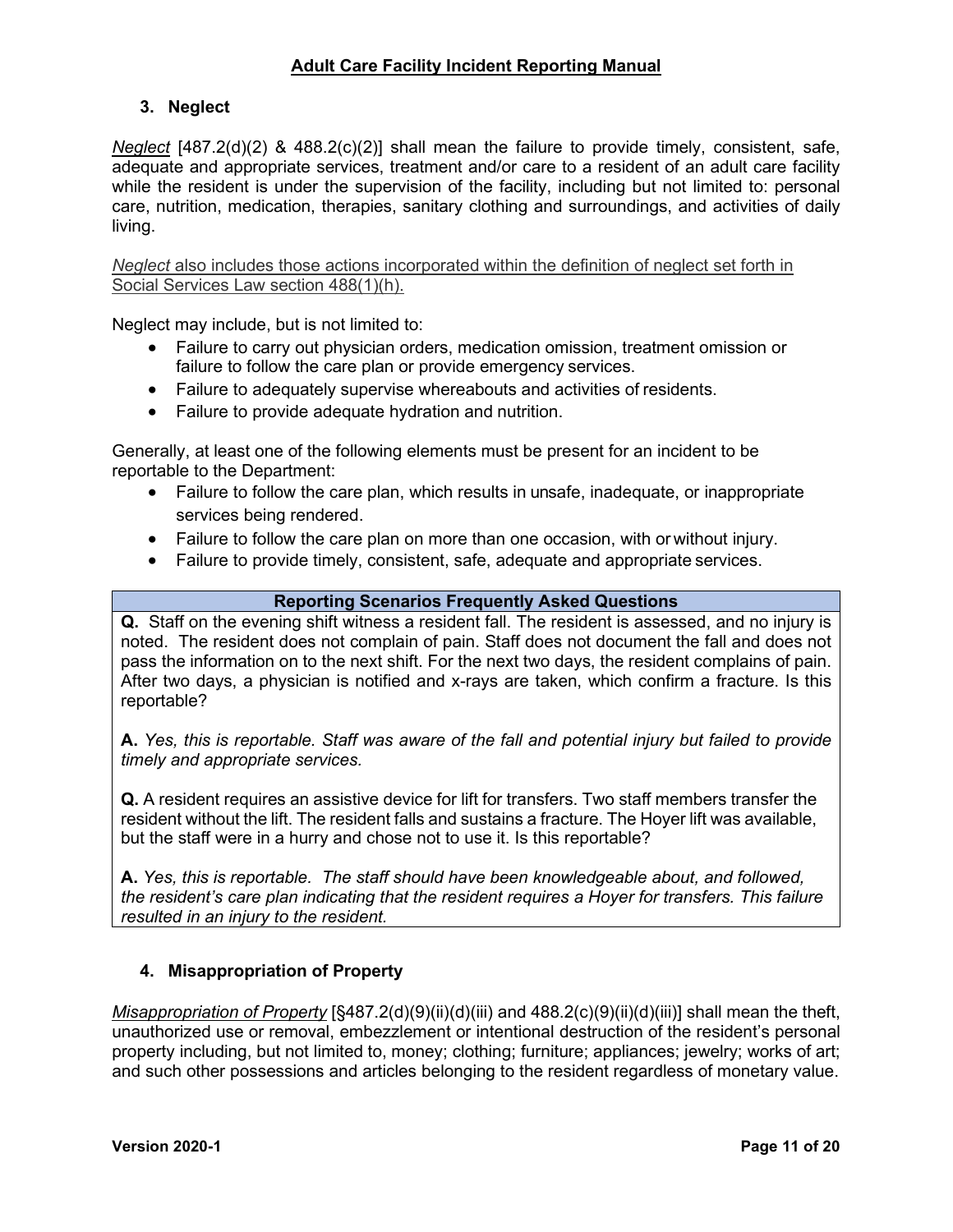### 3. Neglect

*Neglect* [487.2(d)(2) & 488.2(c)(2)] shall mean the failure to provide timely, consistent, safe, adequate and appropriate services, treatment and/or care to a resident of an adult care facility while the resident is under the supervision of the facility, including but not limited to: personal care, nutrition, medication, therapies, sanitary clothing and surroundings, and activities of daily living.

*Neglect* also includes those actions incorporated within the definition of neglect set forth in Social Services Law section 488(1)(h).

Neglect may include, but is not limited to:

- Failure to carry out physician orders, medication omission, treatment omission or failure to follow the care plan or provide emergency services.
- Failure to adequately supervise whereabouts and activities of residents.
- Failure to provide adequate hydration and nutrition.

Generally, at least one of the following elements must be present for an incident to be reportable to the Department:

- Failure to follow the care plan, which results in unsafe, inadequate, or inappropriate services being rendered.
- Failure to follow the care plan on more than one occasion, with or without injury.
- Failure to provide timely, consistent, safe, adequate and appropriate services.

| Reporting Scenarios Frequently Asked Questions |
| --- |
| **Q.** Staff on the evening shift witness a resident fall. The resident is assessed, and no injury is noted. The resident does not complain of pain. Staff does not document the fall and does not pass the information on to the next shift. For the next two days, the resident complains of pain. After two days, a physician is notified and x-rays are taken, which confirm a fracture. Is this reportable?<br><br>**A.** *Yes, this is reportable. Staff was aware of the fall and potential injury but failed to provide timely and appropriate services.*<br><br>**Q.** A resident requires an assistive device for lift for transfers. Two staff members transfer the resident without the lift. The resident falls and sustains a fracture. The Hoyer lift was available, but the staff were in a hurry and chose not to use it. Is this reportable?<br><br>**A.** *Yes, this is reportable. The staff should have been knowledgeable about, and followed, the resident's care plan indicating that the resident requires a Hoyer for transfers. This failure resulted in an injury to the resident.* |

### 4. Misappropriation of Property

*Misappropriation of Property* [§487.2(d)(9)(ii)(d)(iii) and 488.2(c)(9)(ii)(d)(iii)] shall mean the theft, unauthorized use or removal, embezzlement or intentional destruction of the resident's personal property including, but not limited to, money; clothing; furniture; appliances; jewelry; works of art; and such other possessions and articles belonging to the resident regardless of monetary value.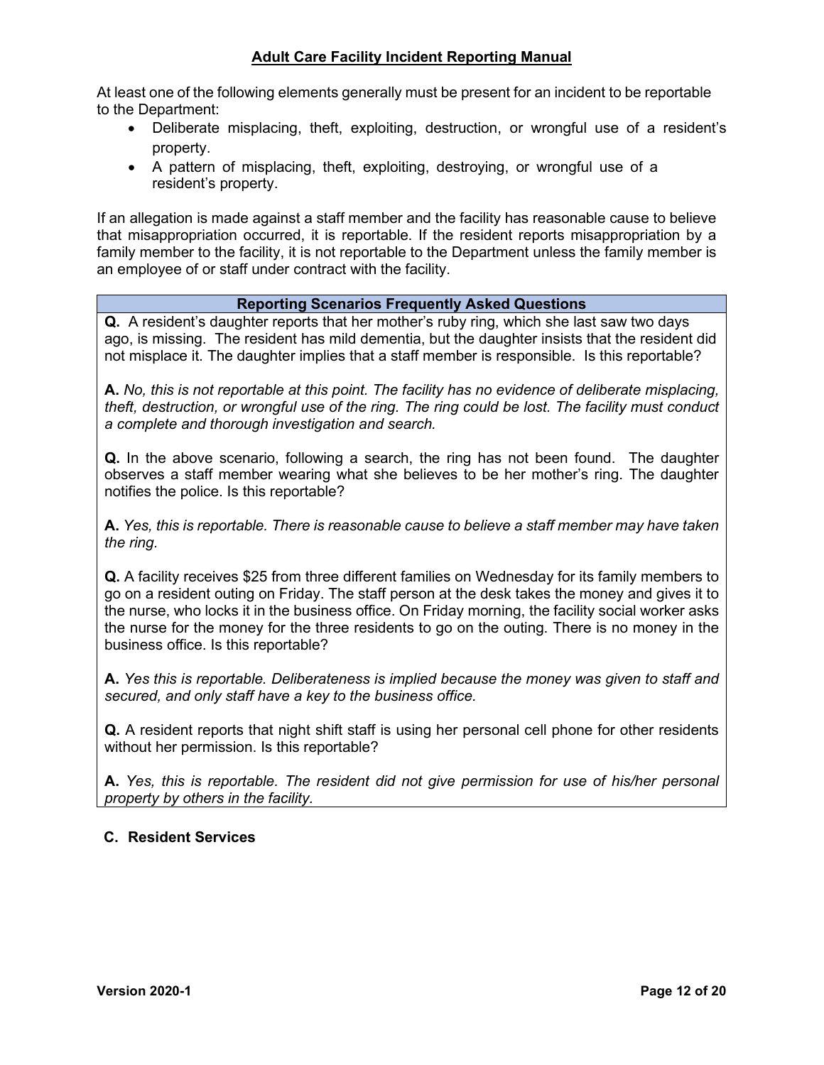At least one of the following elements generally must be present for an incident to be reportable to the Department:

- Deliberate misplacing, theft, exploiting, destruction, or wrongful use of a resident's property.
- A pattern of misplacing, theft, exploiting, destroying, or wrongful use of a resident's property.

If an allegation is made against a staff member and the facility has reasonable cause to believe that misappropriation occurred, it is reportable. If the resident reports misappropriation by a family member to the facility, it is not reportable to the Department unless the family member is an employee of or staff under contract with the facility.

| Reporting Scenarios Frequently Asked Questions |
|---|
| **Q.** A resident's daughter reports that her mother's ruby ring, which she last saw two days ago, is missing. The resident has mild dementia, but the daughter insists that the resident did not misplace it. The daughter implies that a staff member is responsible. Is this reportable?<br><br>**A.** *No, this is not reportable at this point. The facility has no evidence of deliberate misplacing, theft, destruction, or wrongful use of the ring. The ring could be lost. The facility must conduct a complete and thorough investigation and search.*<br><br>**Q.** In the above scenario, following a search, the ring has not been found. The daughter observes a staff member wearing what she believes to be her mother's ring. The daughter notifies the police. Is this reportable?<br><br>**A.** *Yes, this is reportable. There is reasonable cause to believe a staff member may have taken the ring.*<br><br>**Q.** A facility receives $25 from three different families on Wednesday for its family members to go on a resident outing on Friday. The staff person at the desk takes the money and gives it to the nurse, who locks it in the business office. On Friday morning, the facility social worker asks the nurse for the money for the three residents to go on the outing. There is no money in the business office. Is this reportable?<br><br>**A.** *Yes this is reportable. Deliberateness is implied because the money was given to staff and secured, and only staff have a key to the business office.*<br><br>**Q.** A resident reports that night shift staff is using her personal cell phone for other residents without her permission. Is this reportable?<br><br>**A.** *Yes, this is reportable. The resident did not give permission for use of his/her personal property by others in the facility.* |

### C. Resident Services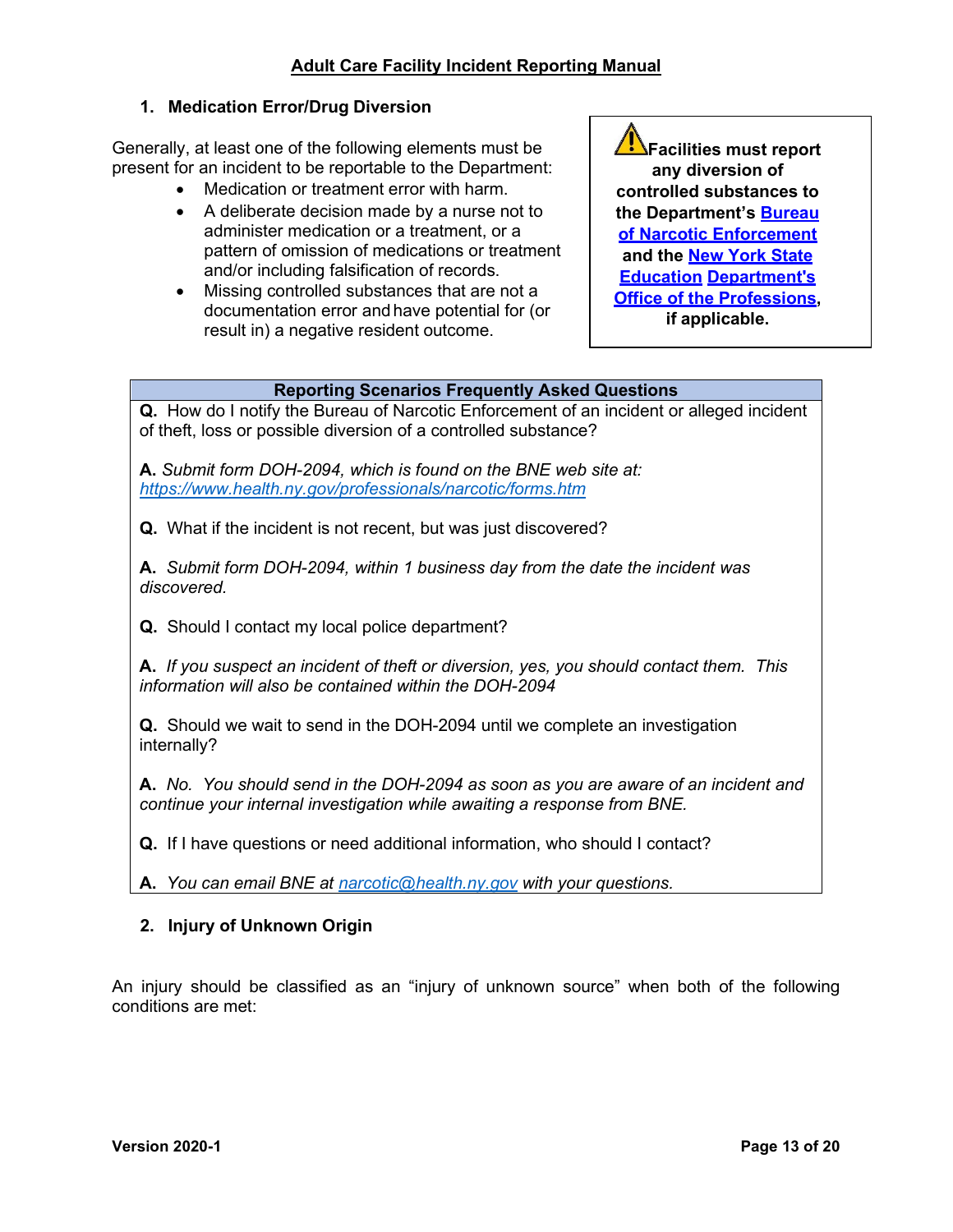## 1. Medication Error/Drug Diversion

Generally, at least one of the following elements must be present for an incident to be reportable to the Department:

- Medication or treatment error with harm.
- A deliberate decision made by a nurse not to administer medication or a treatment, or a pattern of omission of medications or treatment and/or including falsification of records.
- Missing controlled substances that are not a documentation error and have potential for (or result in) a negative resident outcome.

> ⚠ **Facilities must report any diversion of controlled substances to the Department's [Bureau of Narcotic Enforcement]() and the [New York State Education]() [Department's Office of the Professions](), if applicable.**

| Reporting Scenarios Frequently Asked Questions |
|---|
| **Q.** How do I notify the Bureau of Narcotic Enforcement of an incident or alleged incident of theft, loss or possible diversion of a controlled substance?<br><br>**A.** *Submit form DOH-2094, which is found on the BNE web site at: [https://www.health.ny.gov/professionals/narcotic/forms.htm](https://www.health.ny.gov/professionals/narcotic/forms.htm)*<br><br>**Q.** What if the incident is not recent, but was just discovered?<br><br>**A.** *Submit form DOH-2094, within 1 business day from the date the incident was discovered.*<br><br>**Q.** Should I contact my local police department?<br><br>**A.** *If you suspect an incident of theft or diversion, yes, you should contact them. This information will also be contained within the DOH-2094*<br><br>**Q.** Should we wait to send in the DOH-2094 until we complete an investigation internally?<br><br>**A.** *No. You should send in the DOH-2094 as soon as you are aware of an incident and continue your internal investigation while awaiting a response from BNE.*<br><br>**Q.** If I have questions or need additional information, who should I contact?<br><br>**A.** *You can email BNE at [narcotic@health.ny.gov](mailto:narcotic@health.ny.gov) with your questions.* |

## 2. Injury of Unknown Origin

An injury should be classified as an "injury of unknown source" when both of the following conditions are met: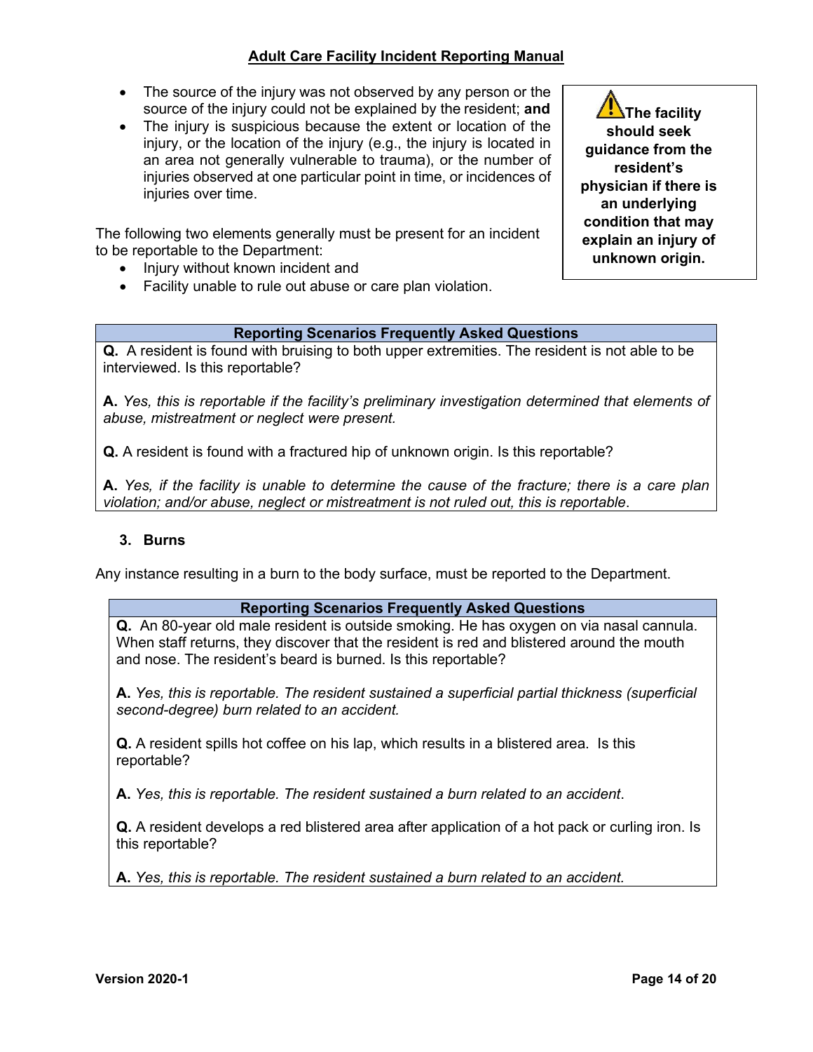- The source of the injury was not observed by any person or the source of the injury could not be explained by the resident; **and**
- The injury is suspicious because the extent or location of the injury, or the location of the injury (e.g., the injury is located in an area not generally vulnerable to trauma), or the number of injuries observed at one particular point in time, or incidences of injuries over time.

> ⚠ **The facility should seek guidance from the resident's physician if there is an underlying condition that may explain an injury of unknown origin.**

The following two elements generally must be present for an incident to be reportable to the Department:

- Injury without known incident and
- Facility unable to rule out abuse or care plan violation.

| Reporting Scenarios Frequently Asked Questions |
|---|
| **Q.** A resident is found with bruising to both upper extremities. The resident is not able to be interviewed. Is this reportable?<br><br>**A.** *Yes, this is reportable if the facility's preliminary investigation determined that elements of abuse, mistreatment or neglect were present.*<br><br>**Q.** A resident is found with a fractured hip of unknown origin. Is this reportable?<br><br>**A.** *Yes, if the facility is unable to determine the cause of the fracture; there is a care plan violation; and/or abuse, neglect or mistreatment is not ruled out, this is reportable.* |

### 3. Burns

Any instance resulting in a burn to the body surface, must be reported to the Department.

| Reporting Scenarios Frequently Asked Questions |
|---|
| **Q.** An 80-year old male resident is outside smoking. He has oxygen on via nasal cannula. When staff returns, they discover that the resident is red and blistered around the mouth and nose. The resident's beard is burned. Is this reportable?<br><br>**A.** *Yes, this is reportable. The resident sustained a superficial partial thickness (superficial second-degree) burn related to an accident.*<br><br>**Q.** A resident spills hot coffee on his lap, which results in a blistered area. Is this reportable?<br><br>**A.** *Yes, this is reportable. The resident sustained a burn related to an accident.*<br><br>**Q.** A resident develops a red blistered area after application of a hot pack or curling iron. Is this reportable?<br><br>**A.** *Yes, this is reportable. The resident sustained a burn related to an accident.* |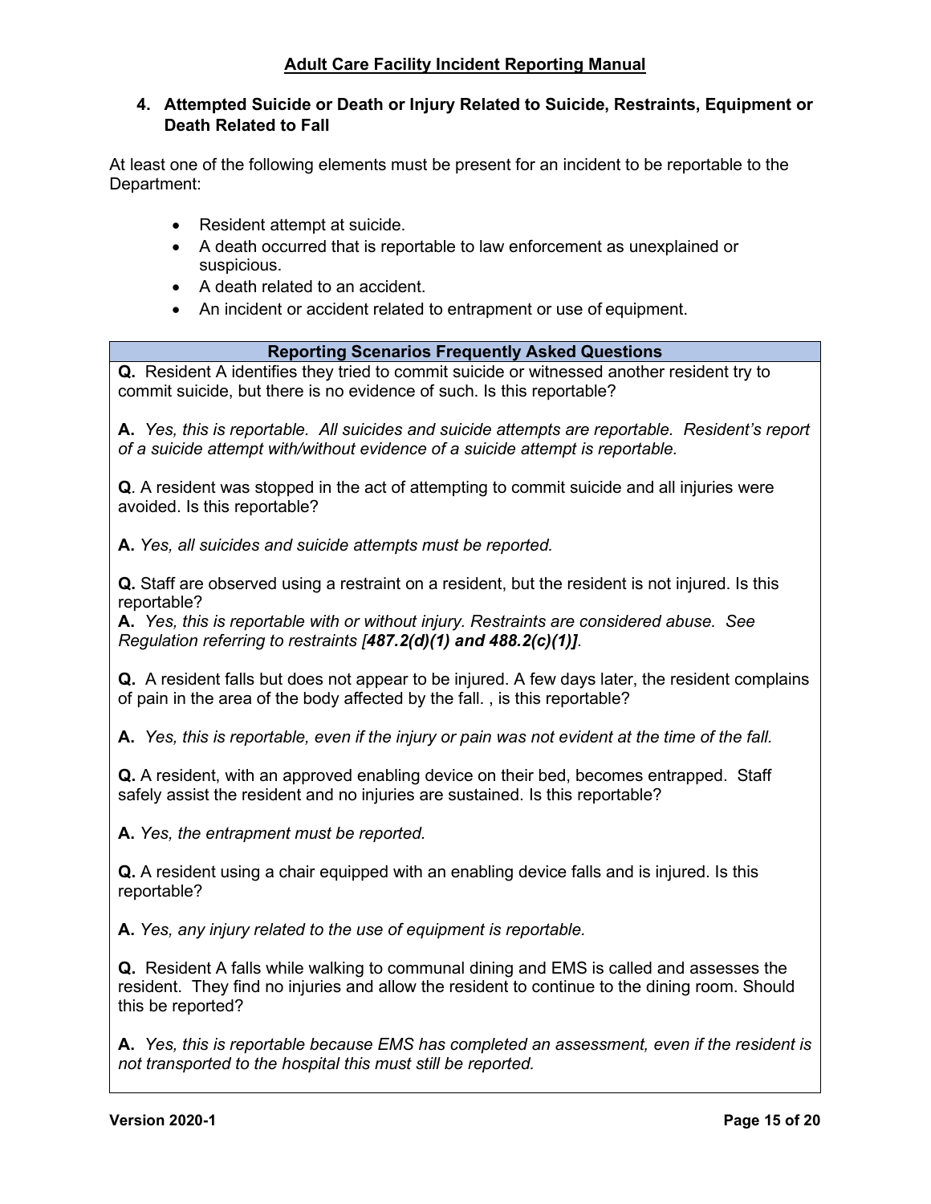### 4. Attempted Suicide or Death or Injury Related to Suicide, Restraints, Equipment or Death Related to Fall

At least one of the following elements must be present for an incident to be reportable to the Department:

- Resident attempt at suicide.
- A death occurred that is reportable to law enforcement as unexplained or suspicious.
- A death related to an accident.
- An incident or accident related to entrapment or use of equipment.

| Reporting Scenarios Frequently Asked Questions |
|---|
| **Q.** Resident A identifies they tried to commit suicide or witnessed another resident try to commit suicide, but there is no evidence of such. Is this reportable?<br><br>**A.** *Yes, this is reportable. All suicides and suicide attempts are reportable. Resident's report of a suicide attempt with/without evidence of a suicide attempt is reportable.*<br><br>**Q**. A resident was stopped in the act of attempting to commit suicide and all injuries were avoided. Is this reportable?<br><br>**A.** *Yes, all suicides and suicide attempts must be reported.*<br><br>**Q.** Staff are observed using a restraint on a resident, but the resident is not injured. Is this reportable?<br>**A.** *Yes, this is reportable with or without injury. Restraints are considered abuse. See Regulation referring to restraints [**487.2(d)(1) and 488.2(c)(1)]**.*<br><br>**Q.** A resident falls but does not appear to be injured. A few days later, the resident complains of pain in the area of the body affected by the fall. , is this reportable?<br><br>**A.** *Yes, this is reportable, even if the injury or pain was not evident at the time of the fall.*<br><br>**Q.** A resident, with an approved enabling device on their bed, becomes entrapped. Staff safely assist the resident and no injuries are sustained. Is this reportable?<br><br>**A.** *Yes, the entrapment must be reported.*<br><br>**Q.** A resident using a chair equipped with an enabling device falls and is injured. Is this reportable?<br><br>**A.** *Yes, any injury related to the use of equipment is reportable.*<br><br>**Q.** Resident A falls while walking to communal dining and EMS is called and assesses the resident. They find no injuries and allow the resident to continue to the dining room. Should this be reported?<br><br>**A.** *Yes, this is reportable because EMS has completed an assessment, even if the resident is not transported to the hospital this must still be reported.* |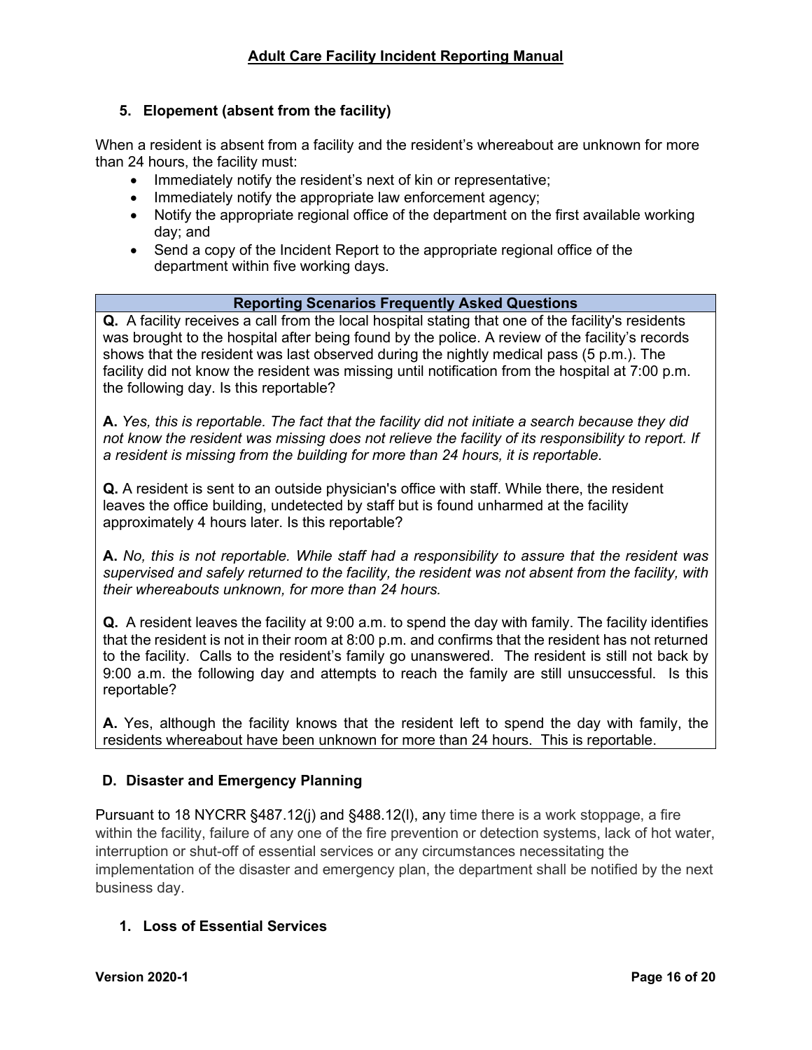### 5. Elopement (absent from the facility)

When a resident is absent from a facility and the resident's whereabout are unknown for more than 24 hours, the facility must:

- Immediately notify the resident's next of kin or representative;
- Immediately notify the appropriate law enforcement agency;
- Notify the appropriate regional office of the department on the first available working day; and
- Send a copy of the Incident Report to the appropriate regional office of the department within five working days.

| Reporting Scenarios Frequently Asked Questions |
|---|
| **Q.** A facility receives a call from the local hospital stating that one of the facility's residents was brought to the hospital after being found by the police. A review of the facility's records shows that the resident was last observed during the nightly medical pass (5 p.m.). The facility did not know the resident was missing until notification from the hospital at 7:00 p.m. the following day. Is this reportable?<br><br>**A.** *Yes, this is reportable. The fact that the facility did not initiate a search because they did not know the resident was missing does not relieve the facility of its responsibility to report. If a resident is missing from the building for more than 24 hours, it is reportable.*<br><br>**Q.** A resident is sent to an outside physician's office with staff. While there, the resident leaves the office building, undetected by staff but is found unharmed at the facility approximately 4 hours later. Is this reportable?<br><br>**A.** *No, this is not reportable. While staff had a responsibility to assure that the resident was supervised and safely returned to the facility, the resident was not absent from the facility, with their whereabouts unknown, for more than 24 hours.*<br><br>**Q.** A resident leaves the facility at 9:00 a.m. to spend the day with family. The facility identifies that the resident is not in their room at 8:00 p.m. and confirms that the resident has not returned to the facility. Calls to the resident's family go unanswered. The resident is still not back by 9:00 a.m. the following day and attempts to reach the family are still unsuccessful. Is this reportable?<br><br>**A.** Yes, although the facility knows that the resident left to spend the day with family, the residents whereabout have been unknown for more than 24 hours. This is reportable. |

## D. Disaster and Emergency Planning

Pursuant to 18 NYCRR §487.12(j) and §488.12(l), any time there is a work stoppage, a fire within the facility, failure of any one of the fire prevention or detection systems, lack of hot water, interruption or shut-off of essential services or any circumstances necessitating the implementation of the disaster and emergency plan, the department shall be notified by the next business day.

### 1. Loss of Essential Services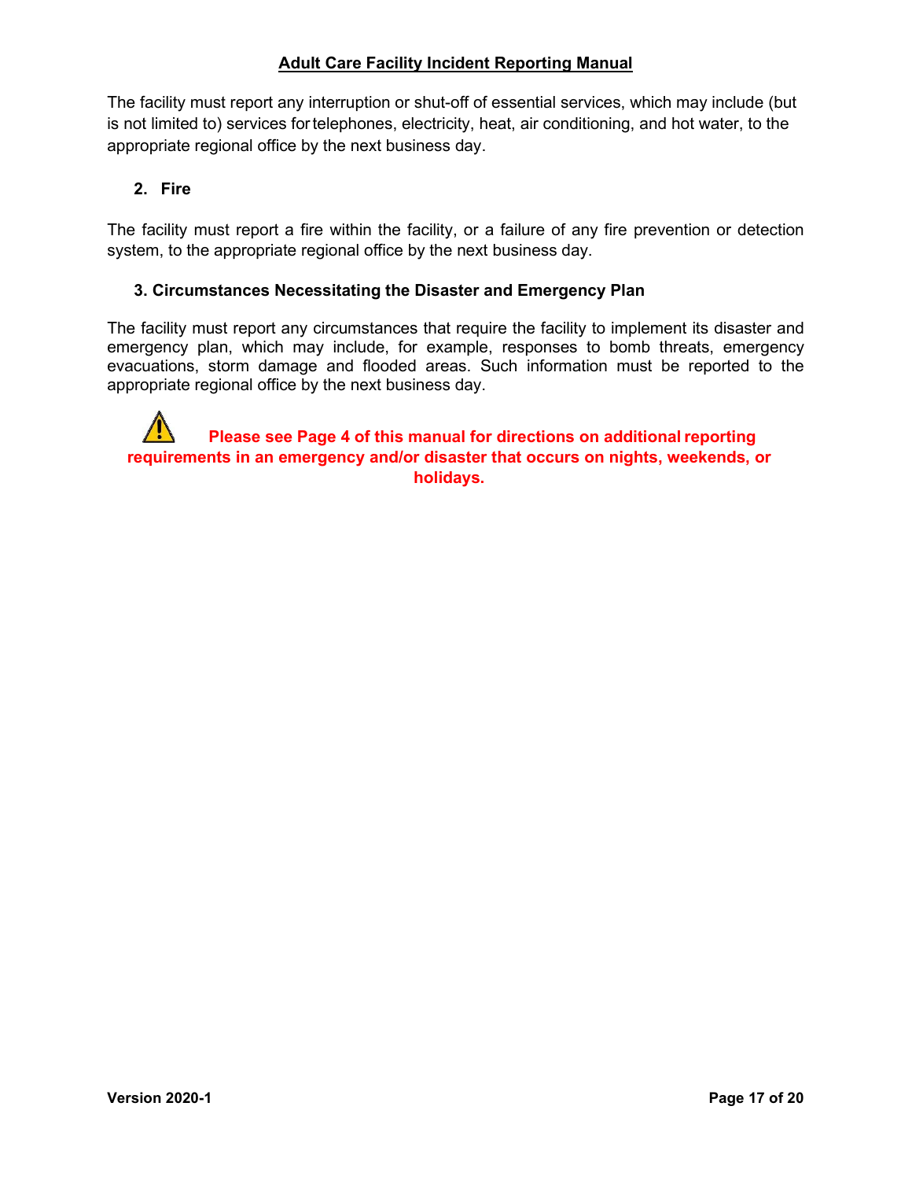The facility must report any interruption or shut-off of essential services, which may include (but is not limited to) services for telephones, electricity, heat, air conditioning, and hot water, to the appropriate regional office by the next business day.

### 2. Fire

The facility must report a fire within the facility, or a failure of any fire prevention or detection system, to the appropriate regional office by the next business day.

### 3. Circumstances Necessitating the Disaster and Emergency Plan

The facility must report any circumstances that require the facility to implement its disaster and emergency plan, which may include, for example, responses to bomb threats, emergency evacuations, storm damage and flooded areas. Such information must be reported to the appropriate regional office by the next business day.

**Please see Page 4 of this manual for directions on additional reporting requirements in an emergency and/or disaster that occurs on nights, weekends, or holidays.**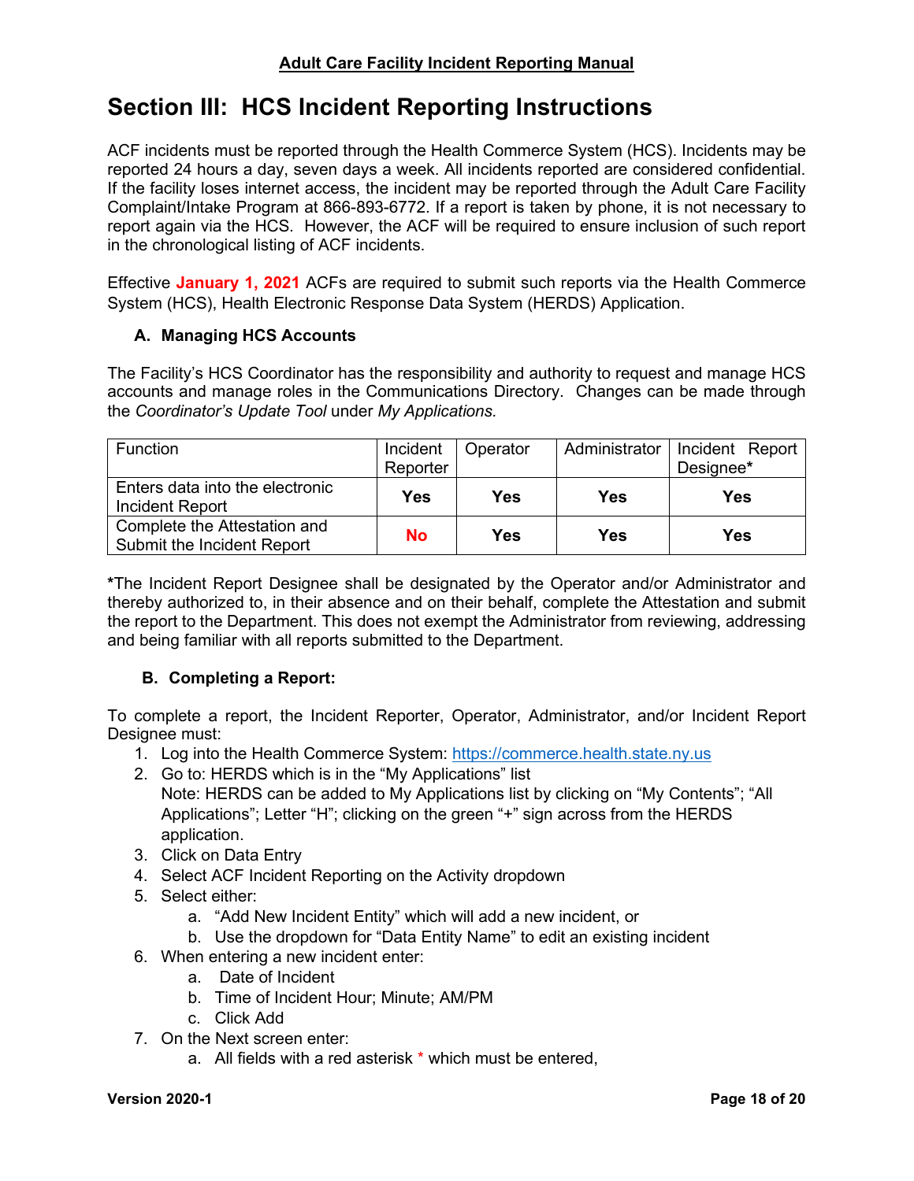# Section III: HCS Incident Reporting Instructions

ACF incidents must be reported through the Health Commerce System (HCS). Incidents may be reported 24 hours a day, seven days a week. All incidents reported are considered confidential. If the facility loses internet access, the incident may be reported through the Adult Care Facility Complaint/Intake Program at 866-893-6772. If a report is taken by phone, it is not necessary to report again via the HCS. However, the ACF will be required to ensure inclusion of such report in the chronological listing of ACF incidents.

Effective **January 1, 2021** ACFs are required to submit such reports via the Health Commerce System (HCS), Health Electronic Response Data System (HERDS) Application.

### A. Managing HCS Accounts

The Facility's HCS Coordinator has the responsibility and authority to request and manage HCS accounts and manage roles in the Communications Directory. Changes can be made through the *Coordinator's Update Tool* under *My Applications.*

| Function | Incident Reporter | Operator | Administrator | Incident Report Designee* |
|---|---|---|---|---|
| Enters data into the electronic Incident Report | **Yes** | **Yes** | **Yes** | **Yes** |
| Complete the Attestation and Submit the Incident Report | **No** | **Yes** | **Yes** | **Yes** |

***The Incident Report Designee shall be designated by the Operator and/or Administrator and thereby authorized to, in their absence and on their behalf, complete the Attestation and submit the report to the Department. This does not exempt the Administrator from reviewing, addressing and being familiar with all reports submitted to the Department.

### B. Completing a Report:

To complete a report, the Incident Reporter, Operator, Administrator, and/or Incident Report Designee must:

1. Log into the Health Commerce System: https://commerce.health.state.ny.us
2. Go to: HERDS which is in the "My Applications" list
   Note: HERDS can be added to My Applications list by clicking on "My Contents"; "All Applications"; Letter "H"; clicking on the green "+" sign across from the HERDS application.
3. Click on Data Entry
4. Select ACF Incident Reporting on the Activity dropdown
5. Select either:
   a. "Add New Incident Entity" which will add a new incident, or
   b. Use the dropdown for "Data Entity Name" to edit an existing incident
6. When entering a new incident enter:
   a. Date of Incident
   b. Time of Incident Hour; Minute; AM/PM
   c. Click Add
7. On the Next screen enter:
   a. All fields with a red asterisk * which must be entered,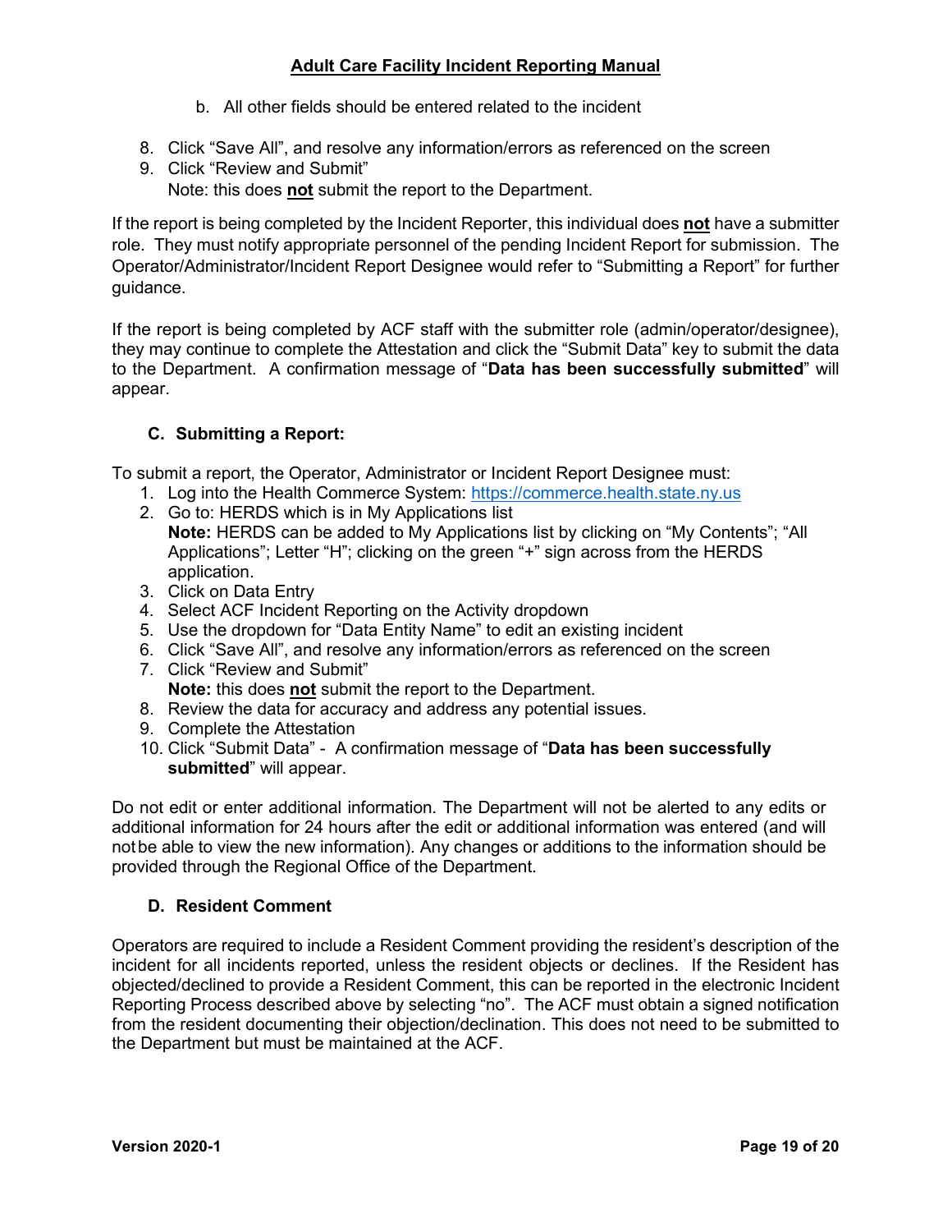b. All other fields should be entered related to the incident

8. Click “Save All”, and resolve any information/errors as referenced on the screen
9. Click “Review and Submit”
   Note: this does **not** submit the report to the Department.

If the report is being completed by the Incident Reporter, this individual does **not** have a submitter role. They must notify appropriate personnel of the pending Incident Report for submission. The Operator/Administrator/Incident Report Designee would refer to “Submitting a Report” for further guidance.

If the report is being completed by ACF staff with the submitter role (admin/operator/designee), they may continue to complete the Attestation and click the “Submit Data” key to submit the data to the Department. A confirmation message of “**Data has been successfully submitted**” will appear.

### C. Submitting a Report:

To submit a report, the Operator, Administrator or Incident Report Designee must:

1. Log into the Health Commerce System: https://commerce.health.state.ny.us
2. Go to: HERDS which is in My Applications list
   **Note:** HERDS can be added to My Applications list by clicking on “My Contents”; “All Applications”; Letter “H”; clicking on the green “+” sign across from the HERDS application.
3. Click on Data Entry
4. Select ACF Incident Reporting on the Activity dropdown
5. Use the dropdown for “Data Entity Name” to edit an existing incident
6. Click “Save All”, and resolve any information/errors as referenced on the screen
7. Click “Review and Submit”
   **Note:** this does **not** submit the report to the Department.
8. Review the data for accuracy and address any potential issues.
9. Complete the Attestation
10. Click “Submit Data” - A confirmation message of “**Data has been successfully submitted**” will appear.

Do not edit or enter additional information. The Department will not be alerted to any edits or additional information for 24 hours after the edit or additional information was entered (and will not be able to view the new information). Any changes or additions to the information should be provided through the Regional Office of the Department.

### D. Resident Comment

Operators are required to include a Resident Comment providing the resident’s description of the incident for all incidents reported, unless the resident objects or declines. If the Resident has objected/declined to provide a Resident Comment, this can be reported in the electronic Incident Reporting Process described above by selecting “no”. The ACF must obtain a signed notification from the resident documenting their objection/declination. This does not need to be submitted to the Department but must be maintained at the ACF.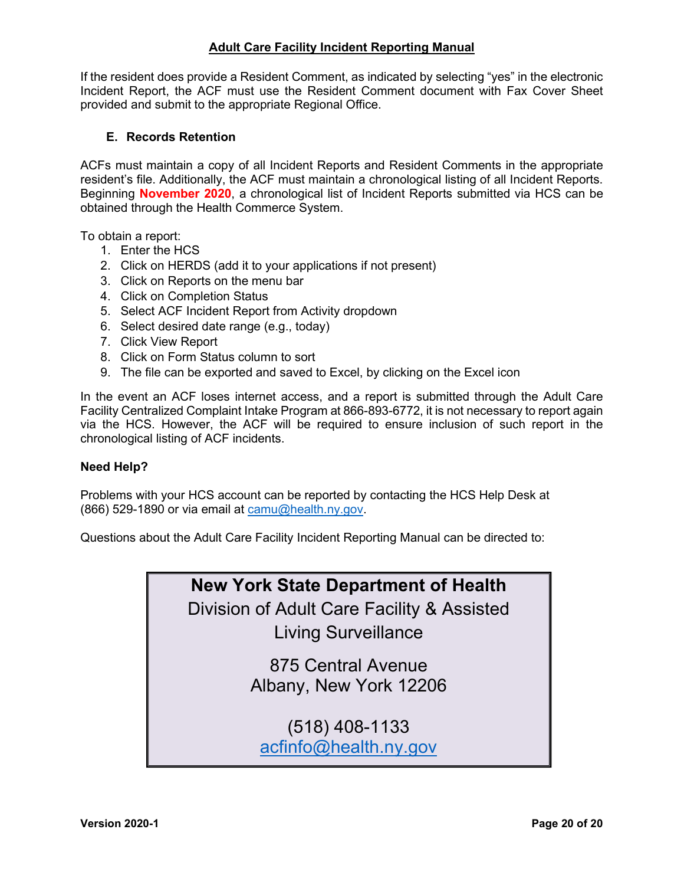If the resident does provide a Resident Comment, as indicated by selecting "yes" in the electronic Incident Report, the ACF must use the Resident Comment document with Fax Cover Sheet provided and submit to the appropriate Regional Office.

### E. Records Retention

ACFs must maintain a copy of all Incident Reports and Resident Comments in the appropriate resident's file. Additionally, the ACF must maintain a chronological listing of all Incident Reports. Beginning **November 2020**, a chronological list of Incident Reports submitted via HCS can be obtained through the Health Commerce System.

To obtain a report:

1. Enter the HCS
2. Click on HERDS (add it to your applications if not present)
3. Click on Reports on the menu bar
4. Click on Completion Status
5. Select ACF Incident Report from Activity dropdown
6. Select desired date range (e.g., today)
7. Click View Report
8. Click on Form Status column to sort
9. The file can be exported and saved to Excel, by clicking on the Excel icon

In the event an ACF loses internet access, and a report is submitted through the Adult Care Facility Centralized Complaint Intake Program at 866-893-6772, it is not necessary to report again via the HCS. However, the ACF will be required to ensure inclusion of such report in the chronological listing of ACF incidents.

**Need Help?**

Problems with your HCS account can be reported by contacting the HCS Help Desk at (866) 529-1890 or via email at camu@health.ny.gov.

Questions about the Adult Care Facility Incident Reporting Manual can be directed to:

**New York State Department of Health**
Division of Adult Care Facility & Assisted Living Surveillance

875 Central Avenue
Albany, New York 12206

(518) 408-1133
acfinfo@health.ny.gov